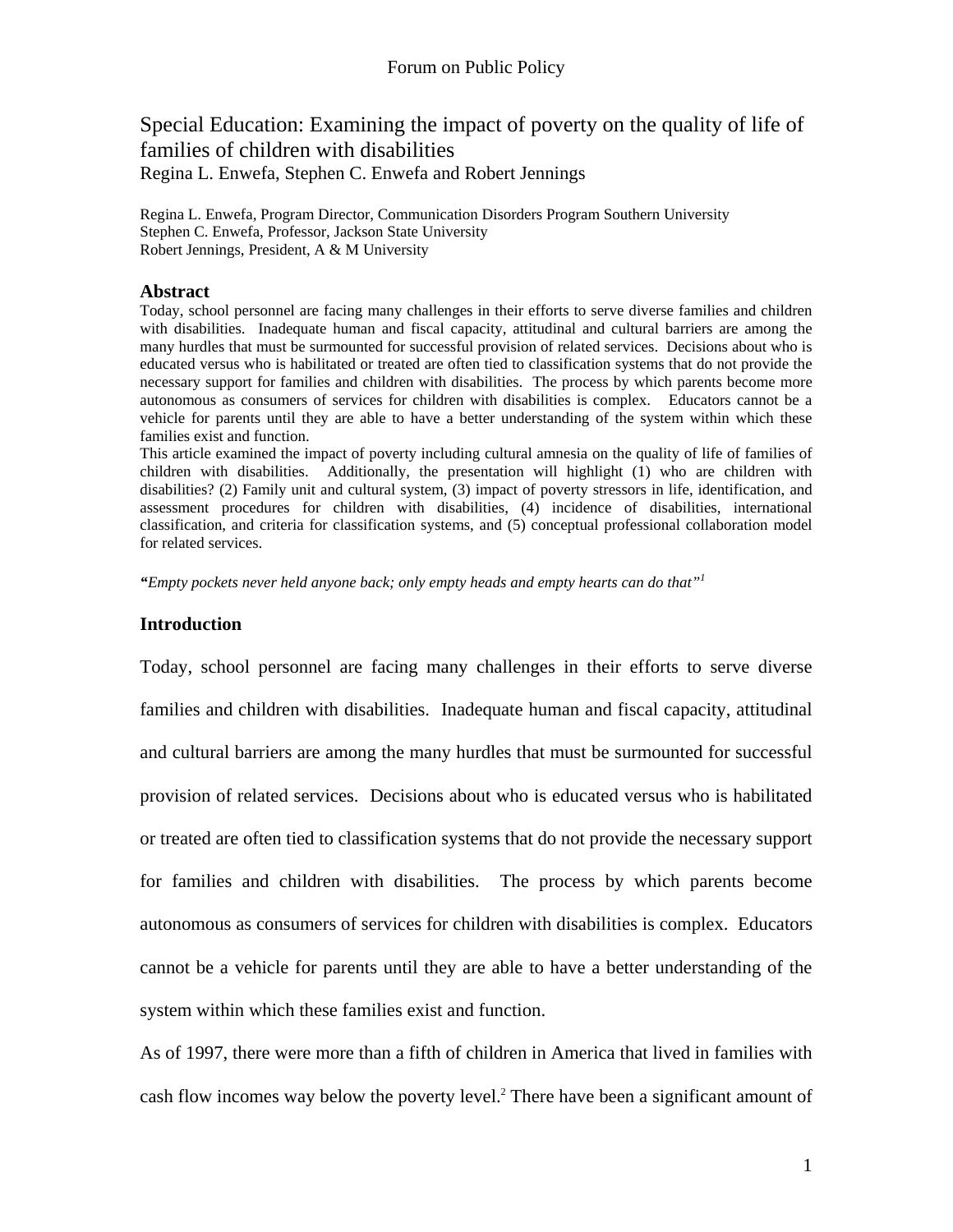Forum on Public Policy

# Special Education: Examining the impact of poverty on the quality of life of families of children with disabilities

Regina L. Enwefa, Stephen C. Enwefa and Robert Jennings

Regina L. Enwefa, Program Director, Communication Disorders Program Southern University
Stephen C. Enwefa, Professor, Jackson State University
Robert Jennings, President, A & M University

## Abstract

Today, school personnel are facing many challenges in their efforts to serve diverse families and children with disabilities. Inadequate human and fiscal capacity, attitudinal and cultural barriers are among the many hurdles that must be surmounted for successful provision of related services. Decisions about who is educated versus who is habilitated or treated are often tied to classification systems that do not provide the necessary support for families and children with disabilities. The process by which parents become more autonomous as consumers of services for children with disabilities is complex. Educators cannot be a vehicle for parents until they are able to have a better understanding of the system within which these families exist and function.

This article examined the impact of poverty including cultural amnesia on the quality of life of families of children with disabilities. Additionally, the presentation will highlight (1) who are children with disabilities? (2) Family unit and cultural system, (3) impact of poverty stressors in life, identification, and assessment procedures for children with disabilities, (4) incidence of disabilities, international classification, and criteria for classification systems, and (5) conceptual professional collaboration model for related services.

***"****Empty pockets never held anyone back; only empty heads and empty hearts can do that"*[1]

## Introduction

Today, school personnel are facing many challenges in their efforts to serve diverse families and children with disabilities. Inadequate human and fiscal capacity, attitudinal and cultural barriers are among the many hurdles that must be surmounted for successful provision of related services. Decisions about who is educated versus who is habilitated or treated are often tied to classification systems that do not provide the necessary support for families and children with disabilities. The process by which parents become autonomous as consumers of services for children with disabilities is complex. Educators cannot be a vehicle for parents until they are able to have a better understanding of the system within which these families exist and function.

As of 1997, there were more than a fifth of children in America that lived in families with cash flow incomes way below the poverty level.[2] There have been a significant amount of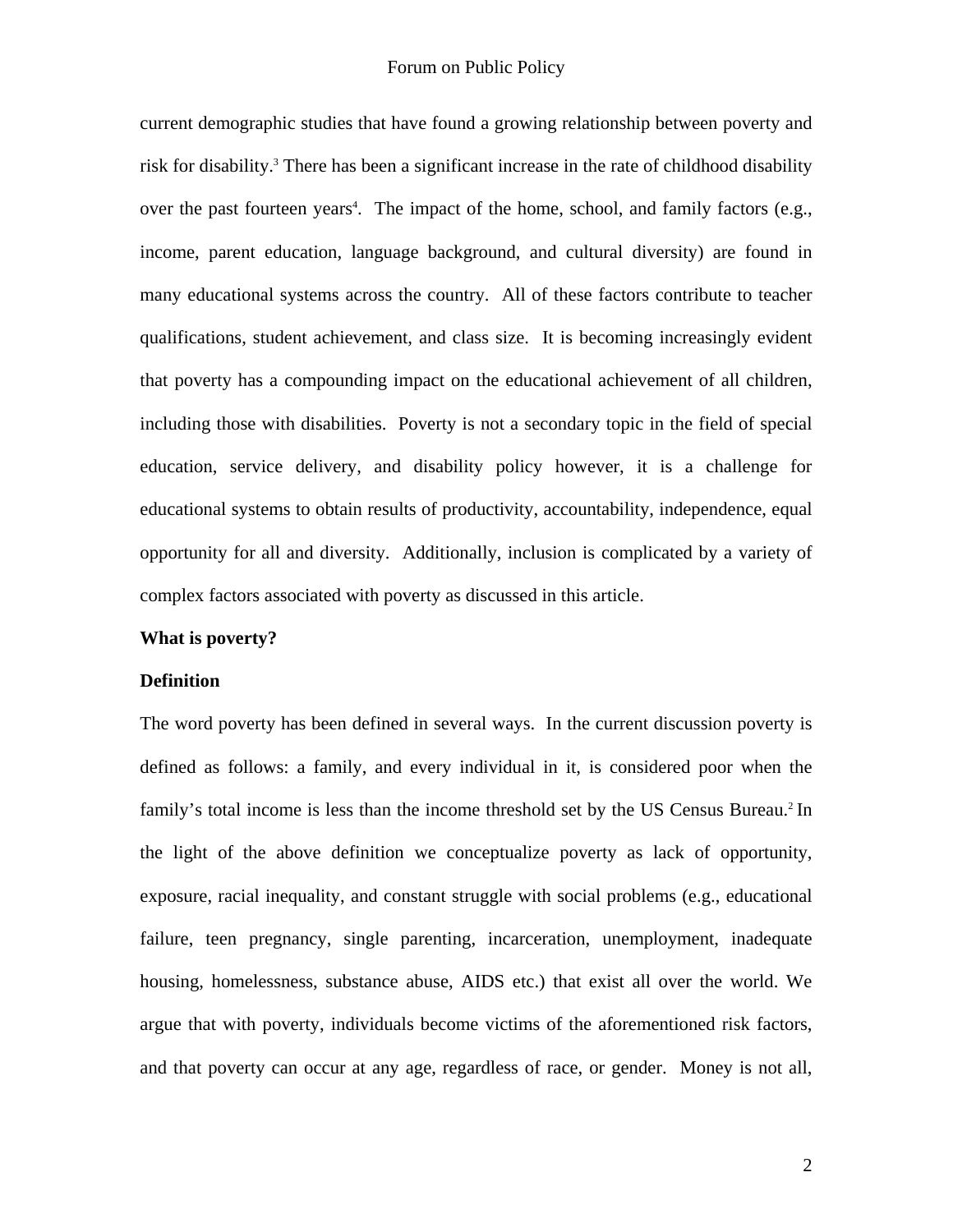current demographic studies that have found a growing relationship between poverty and risk for disability.[3] There has been a significant increase in the rate of childhood disability over the past fourteen years[4]. The impact of the home, school, and family factors (e.g., income, parent education, language background, and cultural diversity) are found in many educational systems across the country. All of these factors contribute to teacher qualifications, student achievement, and class size. It is becoming increasingly evident that poverty has a compounding impact on the educational achievement of all children, including those with disabilities. Poverty is not a secondary topic in the field of special education, service delivery, and disability policy however, it is a challenge for educational systems to obtain results of productivity, accountability, independence, equal opportunity for all and diversity. Additionally, inclusion is complicated by a variety of complex factors associated with poverty as discussed in this article.

**What is poverty?**

**Definition**

The word poverty has been defined in several ways. In the current discussion poverty is defined as follows: a family, and every individual in it, is considered poor when the family's total income is less than the income threshold set by the US Census Bureau.[2] In the light of the above definition we conceptualize poverty as lack of opportunity, exposure, racial inequality, and constant struggle with social problems (e.g., educational failure, teen pregnancy, single parenting, incarceration, unemployment, inadequate housing, homelessness, substance abuse, AIDS etc.) that exist all over the world. We argue that with poverty, individuals become victims of the aforementioned risk factors, and that poverty can occur at any age, regardless of race, or gender. Money is not all,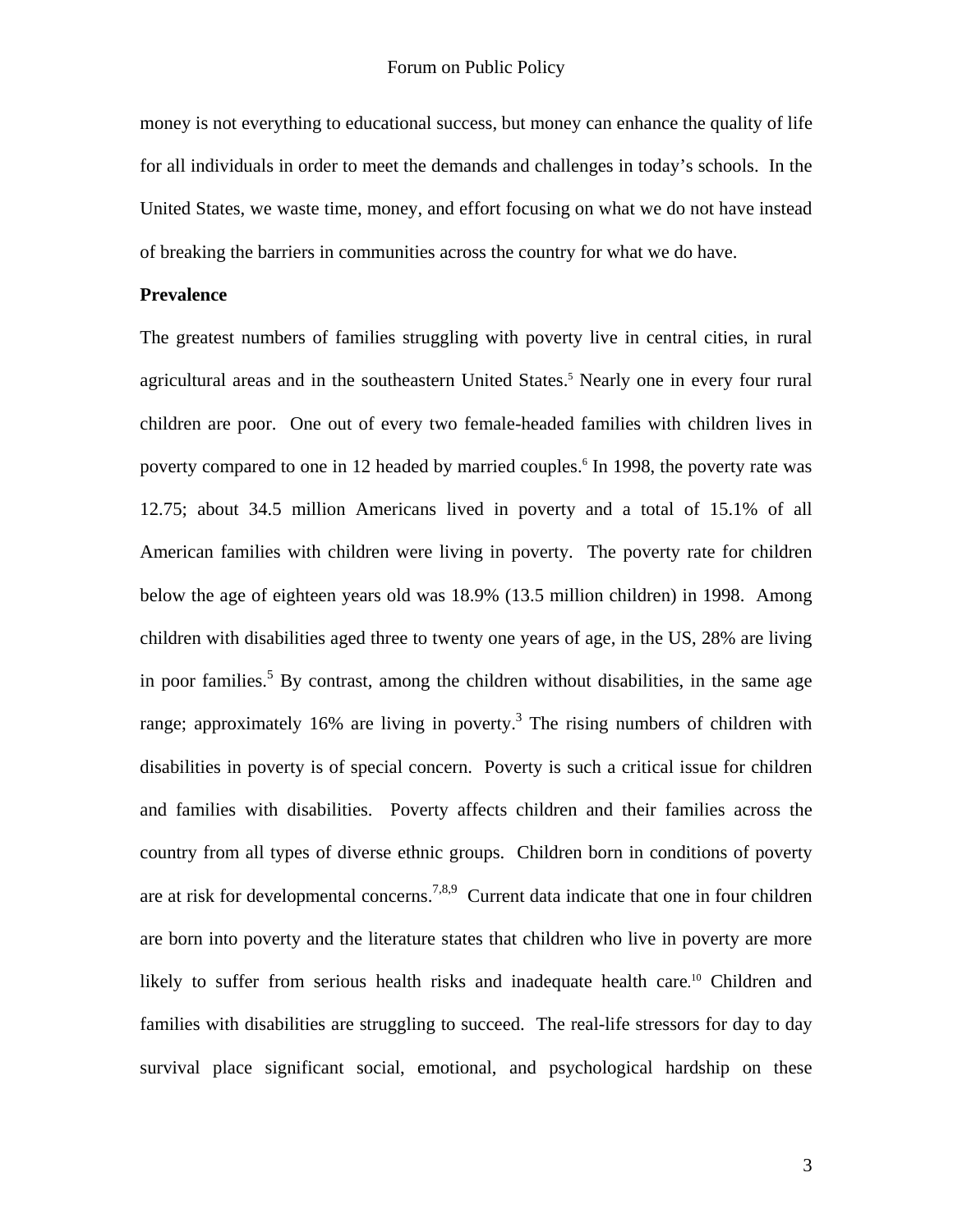money is not everything to educational success, but money can enhance the quality of life for all individuals in order to meet the demands and challenges in today's schools. In the United States, we waste time, money, and effort focusing on what we do not have instead of breaking the barriers in communities across the country for what we do have.

**Prevalence**

The greatest numbers of families struggling with poverty live in central cities, in rural agricultural areas and in the southeastern United States.[5] Nearly one in every four rural children are poor. One out of every two female-headed families with children lives in poverty compared to one in 12 headed by married couples.[6] In 1998, the poverty rate was 12.75; about 34.5 million Americans lived in poverty and a total of 15.1% of all American families with children were living in poverty. The poverty rate for children below the age of eighteen years old was 18.9% (13.5 million children) in 1998. Among children with disabilities aged three to twenty one years of age, in the US, 28% are living in poor families.[5] By contrast, among the children without disabilities, in the same age range; approximately 16% are living in poverty.[3] The rising numbers of children with disabilities in poverty is of special concern. Poverty is such a critical issue for children and families with disabilities. Poverty affects children and their families across the country from all types of diverse ethnic groups. Children born in conditions of poverty are at risk for developmental concerns.[7,8,9] Current data indicate that one in four children are born into poverty and the literature states that children who live in poverty are more likely to suffer from serious health risks and inadequate health care.[10] Children and families with disabilities are struggling to succeed. The real-life stressors for day to day survival place significant social, emotional, and psychological hardship on these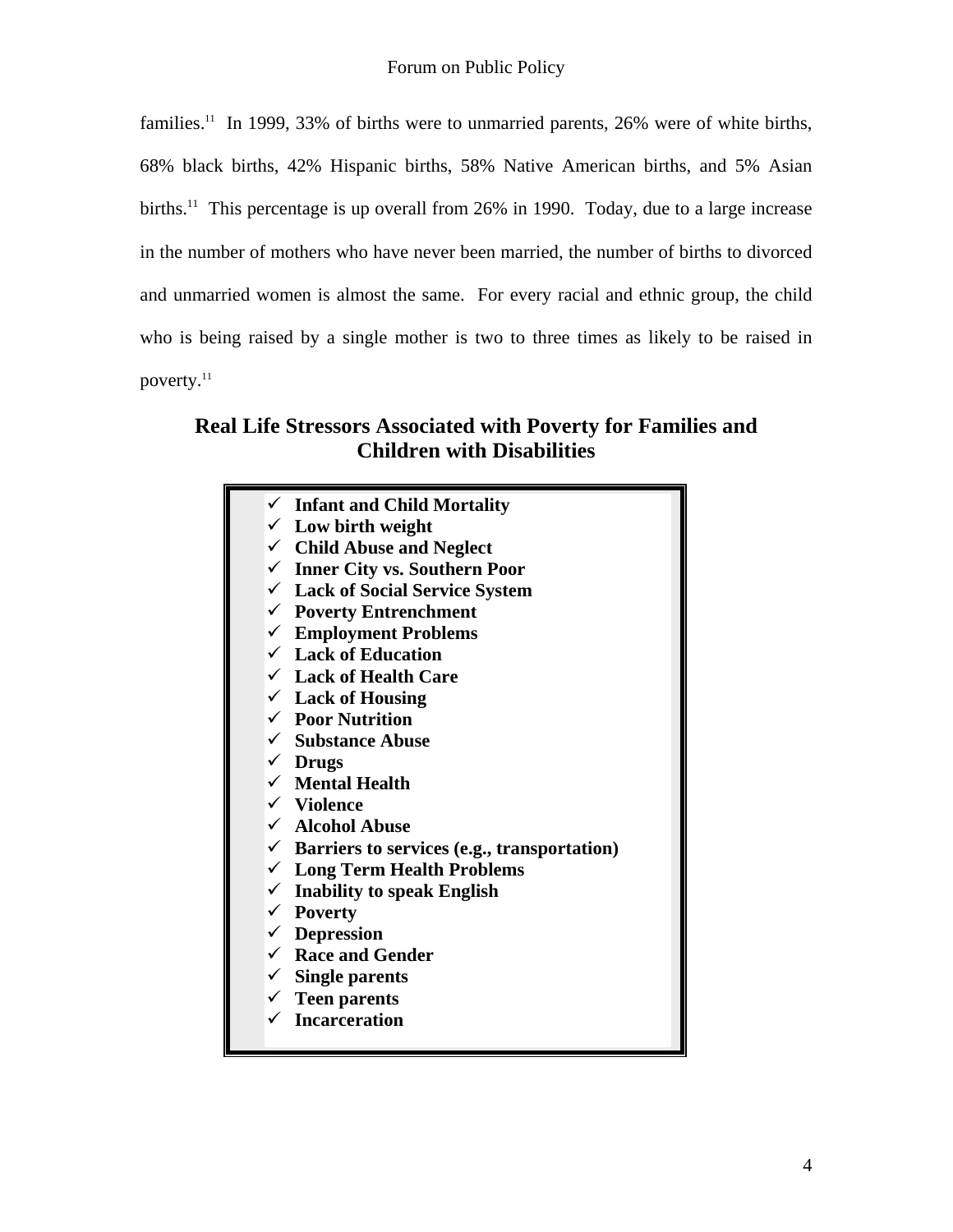families.[11] In 1999, 33% of births were to unmarried parents, 26% were of white births, 68% black births, 42% Hispanic births, 58% Native American births, and 5% Asian births.[11] This percentage is up overall from 26% in 1990. Today, due to a large increase in the number of mothers who have never been married, the number of births to divorced and unmarried women is almost the same. For every racial and ethnic group, the child who is being raised by a single mother is two to three times as likely to be raised in poverty.[11]

## Real Life Stressors Associated with Poverty for Families and Children with Disabilities

- ✓ **Infant and Child Mortality**
- ✓ **Low birth weight**
- ✓ **Child Abuse and Neglect**
- ✓ **Inner City vs. Southern Poor**
- ✓ **Lack of Social Service System**
- ✓ **Poverty Entrenchment**
- ✓ **Employment Problems**
- ✓ **Lack of Education**
- ✓ **Lack of Health Care**
- ✓ **Lack of Housing**
- ✓ **Poor Nutrition**
- ✓ **Substance Abuse**
- ✓ **Drugs**
- ✓ **Mental Health**
- ✓ **Violence**
- ✓ **Alcohol Abuse**
- ✓ **Barriers to services (e.g., transportation)**
- ✓ **Long Term Health Problems**
- ✓ **Inability to speak English**
- ✓ **Poverty**
- ✓ **Depression**
- ✓ **Race and Gender**
- ✓ **Single parents**
- ✓ **Teen parents**
- ✓ **Incarceration**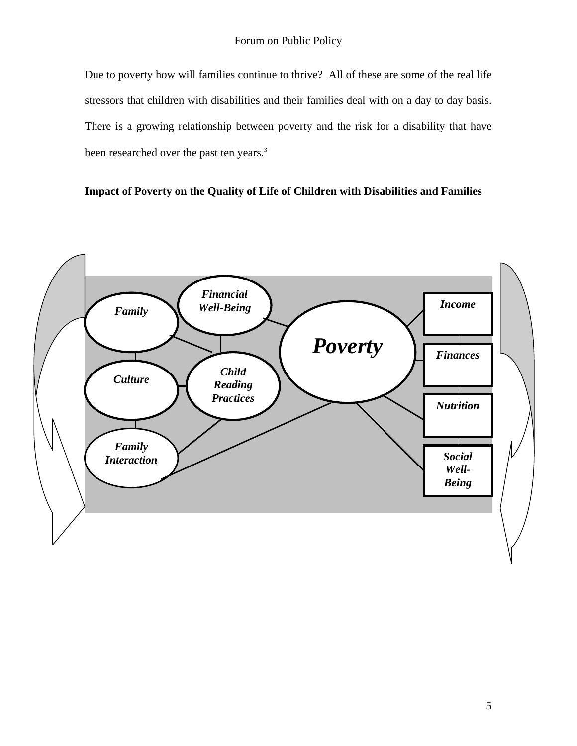Due to poverty how will families continue to thrive? All of these are some of the real life stressors that children with disabilities and their families deal with on a day to day basis. There is a growing relationship between poverty and the risk for a disability that have been researched over the past ten years.[3]

**Impact of Poverty on the Quality of Life of Children with Disabilities and Families**

*Financial Well-Being*

*Family*

*Poverty*

*Income*

*Finances*

*Child Reading Practices*

*Culture*

*Nutrition*

*Family Interaction*

*Social Well-Being*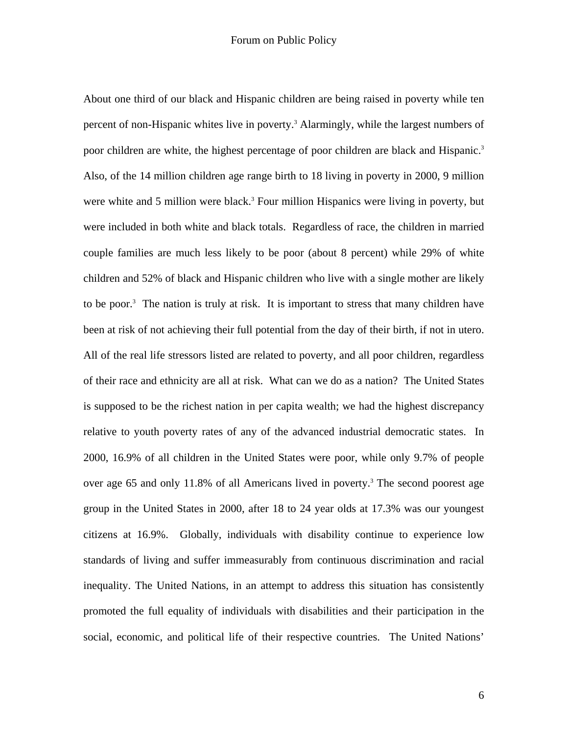About one third of our black and Hispanic children are being raised in poverty while ten percent of non-Hispanic whites live in poverty.[3] Alarmingly, while the largest numbers of poor children are white, the highest percentage of poor children are black and Hispanic.[3] Also, of the 14 million children age range birth to 18 living in poverty in 2000, 9 million were white and 5 million were black.[3] Four million Hispanics were living in poverty, but were included in both white and black totals. Regardless of race, the children in married couple families are much less likely to be poor (about 8 percent) while 29% of white children and 52% of black and Hispanic children who live with a single mother are likely to be poor.[3] The nation is truly at risk. It is important to stress that many children have been at risk of not achieving their full potential from the day of their birth, if not in utero. All of the real life stressors listed are related to poverty, and all poor children, regardless of their race and ethnicity are all at risk. What can we do as a nation? The United States is supposed to be the richest nation in per capita wealth; we had the highest discrepancy relative to youth poverty rates of any of the advanced industrial democratic states. In 2000, 16.9% of all children in the United States were poor, while only 9.7% of people over age 65 and only 11.8% of all Americans lived in poverty.[3] The second poorest age group in the United States in 2000, after 18 to 24 year olds at 17.3% was our youngest citizens at 16.9%. Globally, individuals with disability continue to experience low standards of living and suffer immeasurably from continuous discrimination and racial inequality. The United Nations, in an attempt to address this situation has consistently promoted the full equality of individuals with disabilities and their participation in the social, economic, and political life of their respective countries. The United Nations'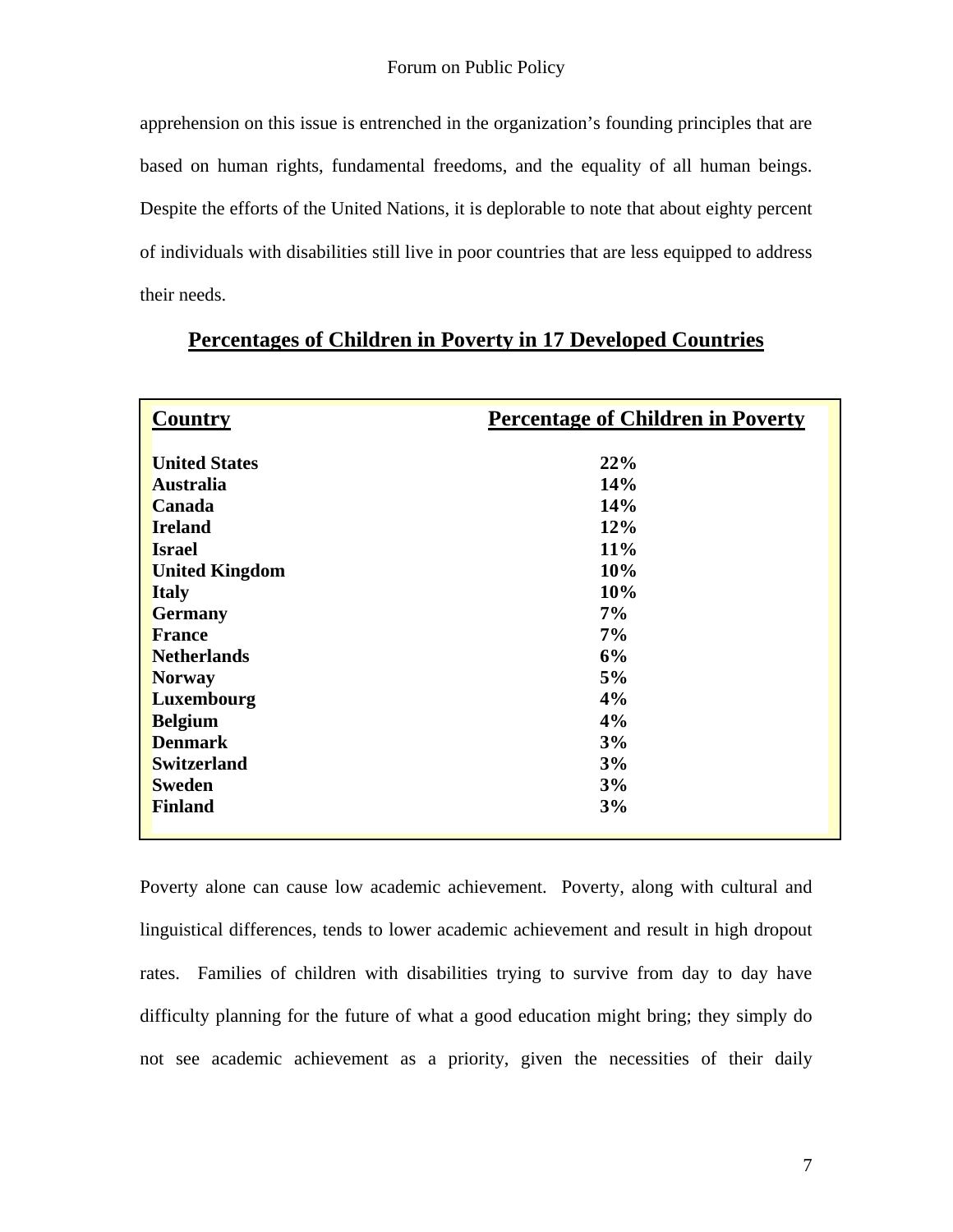apprehension on this issue is entrenched in the organization's founding principles that are based on human rights, fundamental freedoms, and the equality of all human beings. Despite the efforts of the United Nations, it is deplorable to note that about eighty percent of individuals with disabilities still live in poor countries that are less equipped to address their needs.

## Percentages of Children in Poverty in 17 Developed Countries

| Country | Percentage of Children in Poverty |
|---|---|
| **United States** | **22%** |
| **Australia** | **14%** |
| **Canada** | **14%** |
| **Ireland** | **12%** |
| **Israel** | **11%** |
| **United Kingdom** | **10%** |
| **Italy** | **10%** |
| **Germany** | **7%** |
| **France** | **7%** |
| **Netherlands** | **6%** |
| **Norway** | **5%** |
| **Luxembourg** | **4%** |
| **Belgium** | **4%** |
| **Denmark** | **3%** |
| **Switzerland** | **3%** |
| **Sweden** | **3%** |
| **Finland** | **3%** |

Poverty alone can cause low academic achievement. Poverty, along with cultural and linguistical differences, tends to lower academic achievement and result in high dropout rates. Families of children with disabilities trying to survive from day to day have difficulty planning for the future of what a good education might bring; they simply do not see academic achievement as a priority, given the necessities of their daily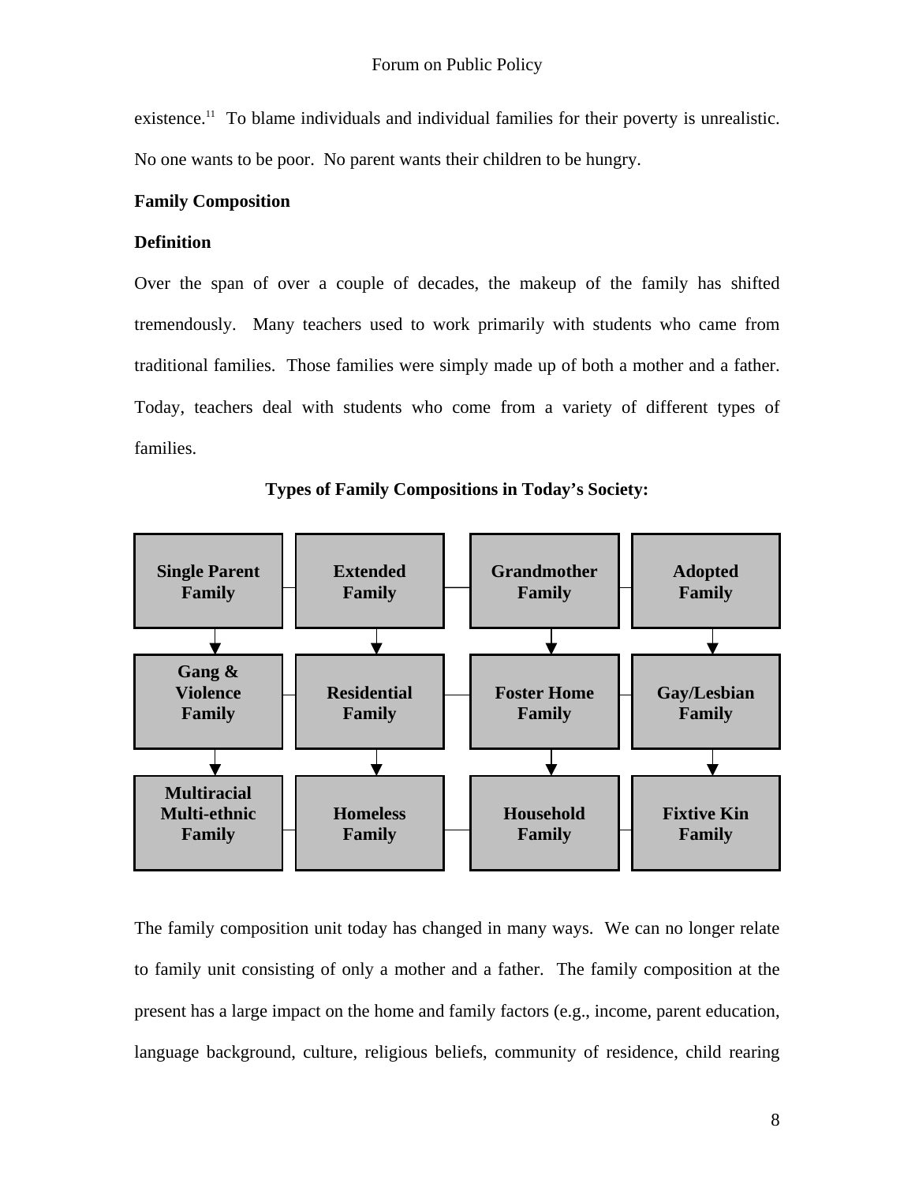existence.[11] To blame individuals and individual families for their poverty is unrealistic. No one wants to be poor. No parent wants their children to be hungry.

**Family Composition**

**Definition**

Over the span of over a couple of decades, the makeup of the family has shifted tremendously. Many teachers used to work primarily with students who came from traditional families. Those families were simply made up of both a mother and a father. Today, teachers deal with students who come from a variety of different types of families.

**Types of Family Compositions in Today's Society:**

| | | | |
|---|---|---|---|
| **Single Parent Family** | **Extended Family** | **Grandmother Family** | **Adopted Family** |
| **Gang & Violence Family** | **Residential Family** | **Foster Home Family** | **Gay/Lesbian Family** |
| **Multiracial Multi-ethnic Family** | **Homeless Family** | **Household Family** | **Fixtive Kin Family** |

The family composition unit today has changed in many ways. We can no longer relate to family unit consisting of only a mother and a father. The family composition at the present has a large impact on the home and family factors (e.g., income, parent education, language background, culture, religious beliefs, community of residence, child rearing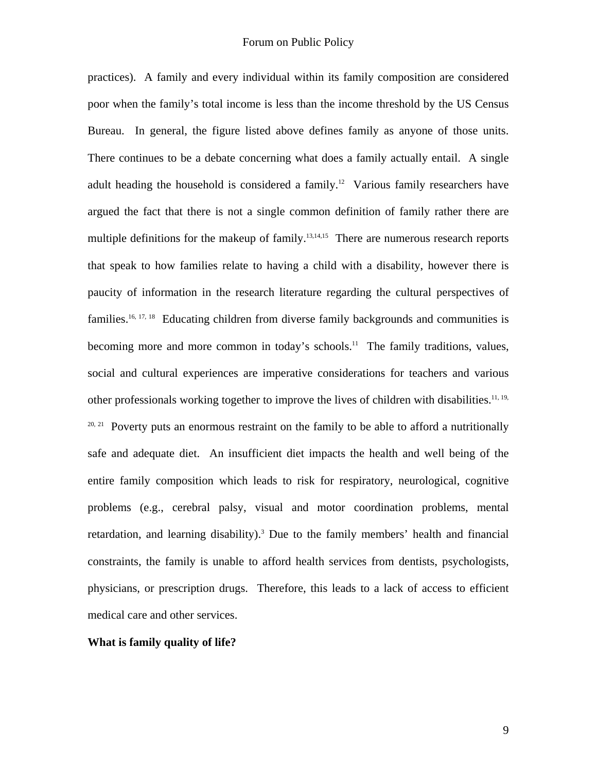practices). A family and every individual within its family composition are considered poor when the family's total income is less than the income threshold by the US Census Bureau. In general, the figure listed above defines family as anyone of those units. There continues to be a debate concerning what does a family actually entail. A single adult heading the household is considered a family.[12] Various family researchers have argued the fact that there is not a single common definition of family rather there are multiple definitions for the makeup of family.[13,14,15] There are numerous research reports that speak to how families relate to having a child with a disability, however there is paucity of information in the research literature regarding the cultural perspectives of families.[16, 17, 18] Educating children from diverse family backgrounds and communities is becoming more and more common in today's schools.[11] The family traditions, values, social and cultural experiences are imperative considerations for teachers and various other professionals working together to improve the lives of children with disabilities.[11, 19, 20, 21] Poverty puts an enormous restraint on the family to be able to afford a nutritionally safe and adequate diet. An insufficient diet impacts the health and well being of the entire family composition which leads to risk for respiratory, neurological, cognitive problems (e.g., cerebral palsy, visual and motor coordination problems, mental retardation, and learning disability).[3] Due to the family members' health and financial constraints, the family is unable to afford health services from dentists, psychologists, physicians, or prescription drugs. Therefore, this leads to a lack of access to efficient medical care and other services.

**What is family quality of life?**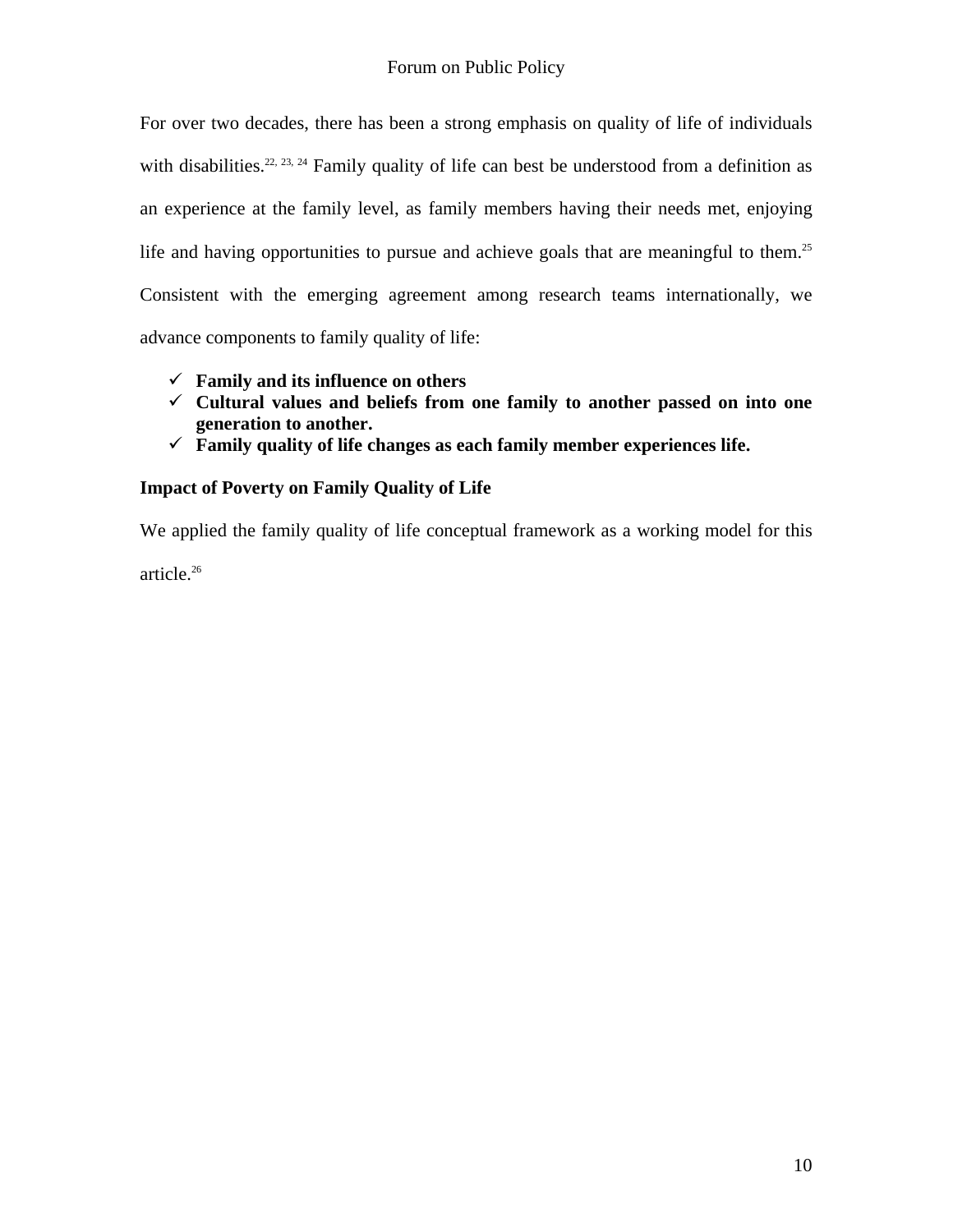For over two decades, there has been a strong emphasis on quality of life of individuals with disabilities.[22, 23, 24] Family quality of life can best be understood from a definition as an experience at the family level, as family members having their needs met, enjoying life and having opportunities to pursue and achieve goals that are meaningful to them.[25] Consistent with the emerging agreement among research teams internationally, we advance components to family quality of life:

- ✓ **Family and its influence on others**
- ✓ **Cultural values and beliefs from one family to another passed on into one generation to another.**
- ✓ **Family quality of life changes as each family member experiences life.**

**Impact of Poverty on Family Quality of Life**

We applied the family quality of life conceptual framework as a working model for this article.[26]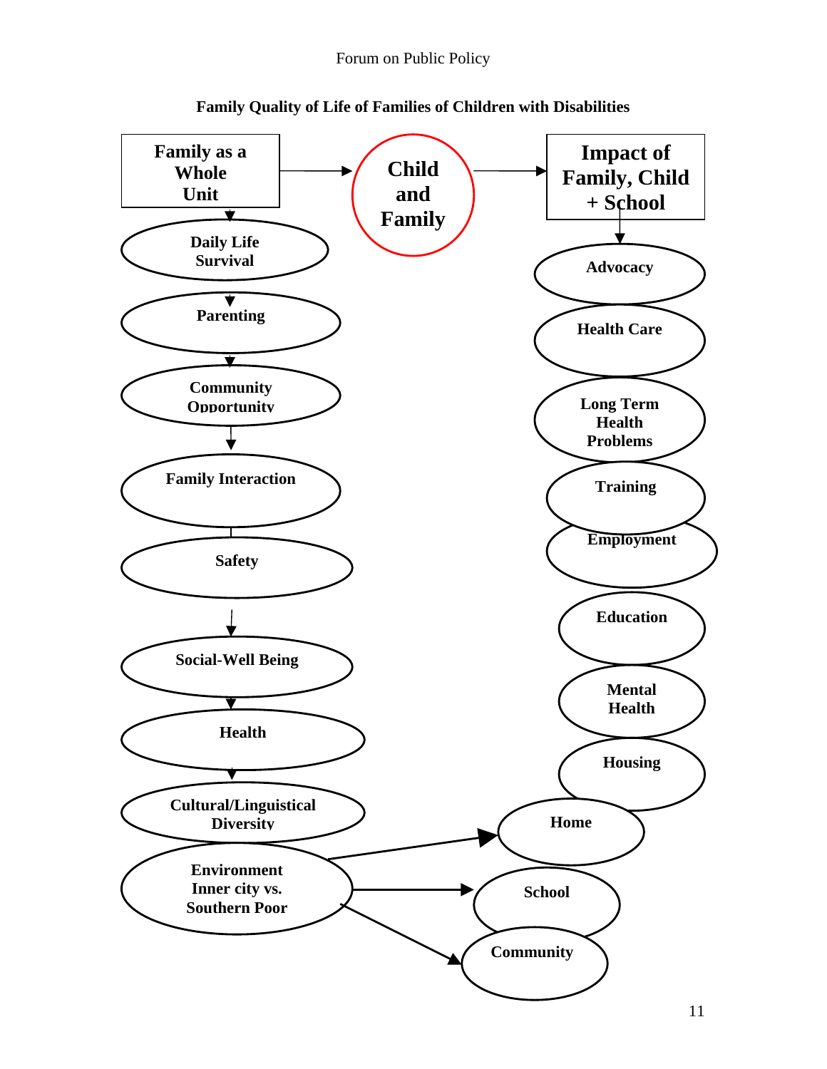**Family Quality of Life of Families of Children with Disabilities**

Family as a Whole Unit → Child and Family → Impact of Family, Child + School

Family as a Whole Unit:

- Daily Life Survival
- Parenting
- Community Opportunity
- Family Interaction
- Safety
- Social-Well Being
- Health
- Cultural/Linguistical Diversity
- Environment Inner city vs. Southern Poor

Impact of Family, Child + School:

- Advocacy
- Health Care
- Long Term Health Problems
- Training
- Employment
- Education
- Mental Health
- Housing

Environment Inner city vs. Southern Poor → Home, School, Community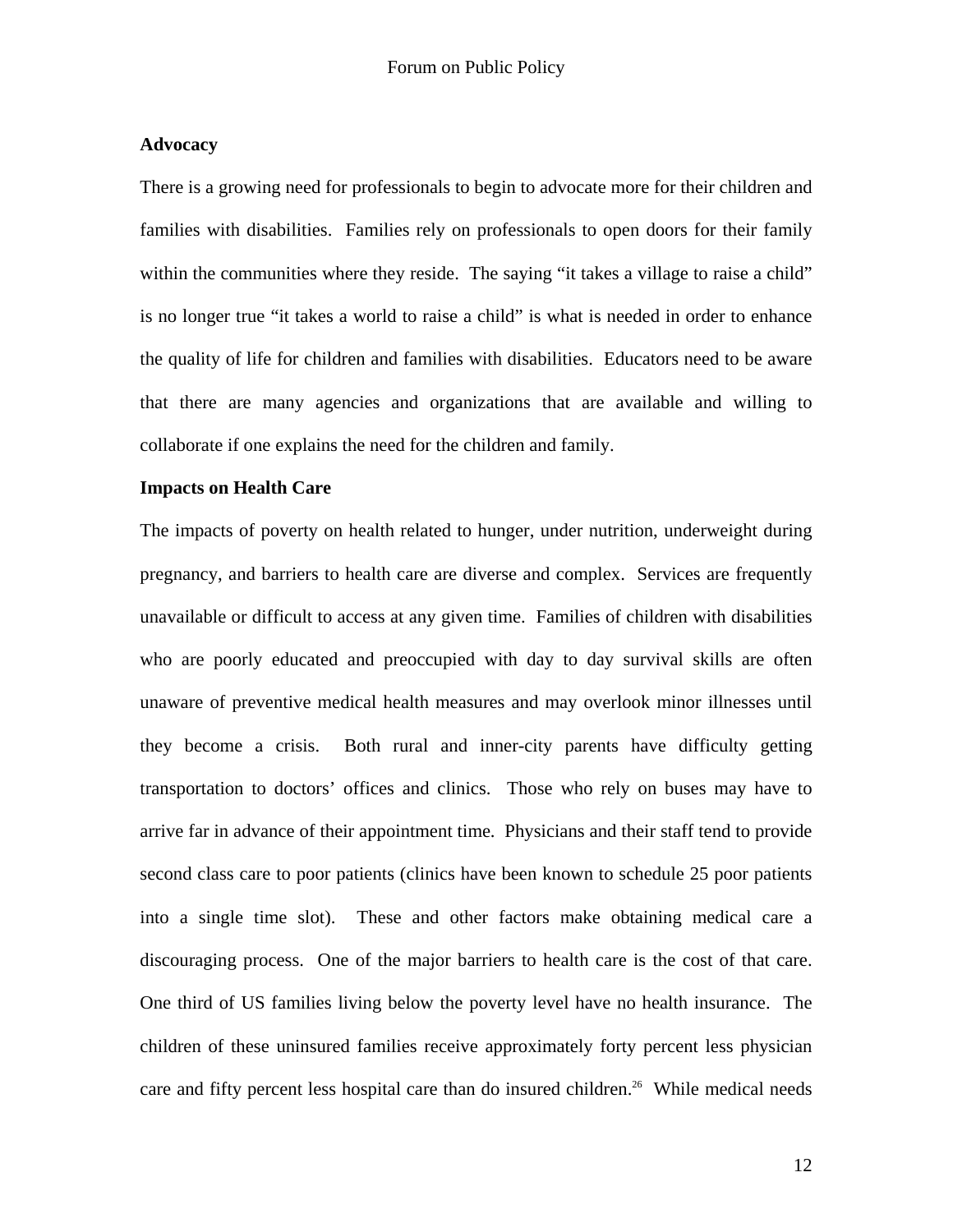**Advocacy**

There is a growing need for professionals to begin to advocate more for their children and families with disabilities. Families rely on professionals to open doors for their family within the communities where they reside. The saying "it takes a village to raise a child" is no longer true "it takes a world to raise a child" is what is needed in order to enhance the quality of life for children and families with disabilities. Educators need to be aware that there are many agencies and organizations that are available and willing to collaborate if one explains the need for the children and family.

**Impacts on Health Care**

The impacts of poverty on health related to hunger, under nutrition, underweight during pregnancy, and barriers to health care are diverse and complex. Services are frequently unavailable or difficult to access at any given time. Families of children with disabilities who are poorly educated and preoccupied with day to day survival skills are often unaware of preventive medical health measures and may overlook minor illnesses until they become a crisis. Both rural and inner-city parents have difficulty getting transportation to doctors' offices and clinics. Those who rely on buses may have to arrive far in advance of their appointment time. Physicians and their staff tend to provide second class care to poor patients (clinics have been known to schedule 25 poor patients into a single time slot). These and other factors make obtaining medical care a discouraging process. One of the major barriers to health care is the cost of that care. One third of US families living below the poverty level have no health insurance. The children of these uninsured families receive approximately forty percent less physician care and fifty percent less hospital care than do insured children.[26] While medical needs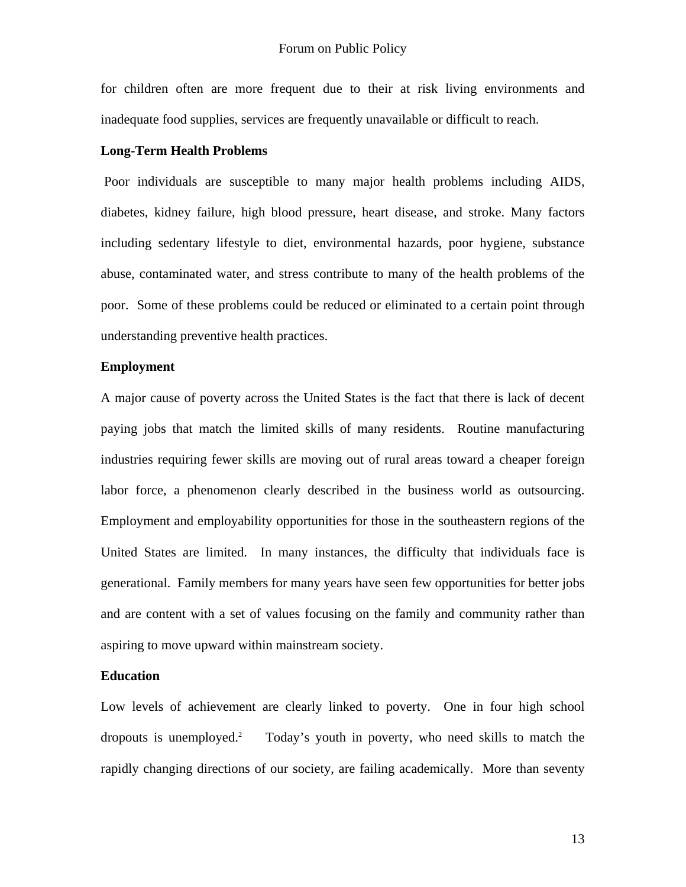for children often are more frequent due to their at risk living environments and inadequate food supplies, services are frequently unavailable or difficult to reach.

**Long-Term Health Problems**

Poor individuals are susceptible to many major health problems including AIDS, diabetes, kidney failure, high blood pressure, heart disease, and stroke. Many factors including sedentary lifestyle to diet, environmental hazards, poor hygiene, substance abuse, contaminated water, and stress contribute to many of the health problems of the poor. Some of these problems could be reduced or eliminated to a certain point through understanding preventive health practices.

**Employment**

A major cause of poverty across the United States is the fact that there is lack of decent paying jobs that match the limited skills of many residents. Routine manufacturing industries requiring fewer skills are moving out of rural areas toward a cheaper foreign labor force, a phenomenon clearly described in the business world as outsourcing. Employment and employability opportunities for those in the southeastern regions of the United States are limited. In many instances, the difficulty that individuals face is generational. Family members for many years have seen few opportunities for better jobs and are content with a set of values focusing on the family and community rather than aspiring to move upward within mainstream society.

**Education**

Low levels of achievement are clearly linked to poverty. One in four high school dropouts is unemployed.[2] Today's youth in poverty, who need skills to match the rapidly changing directions of our society, are failing academically. More than seventy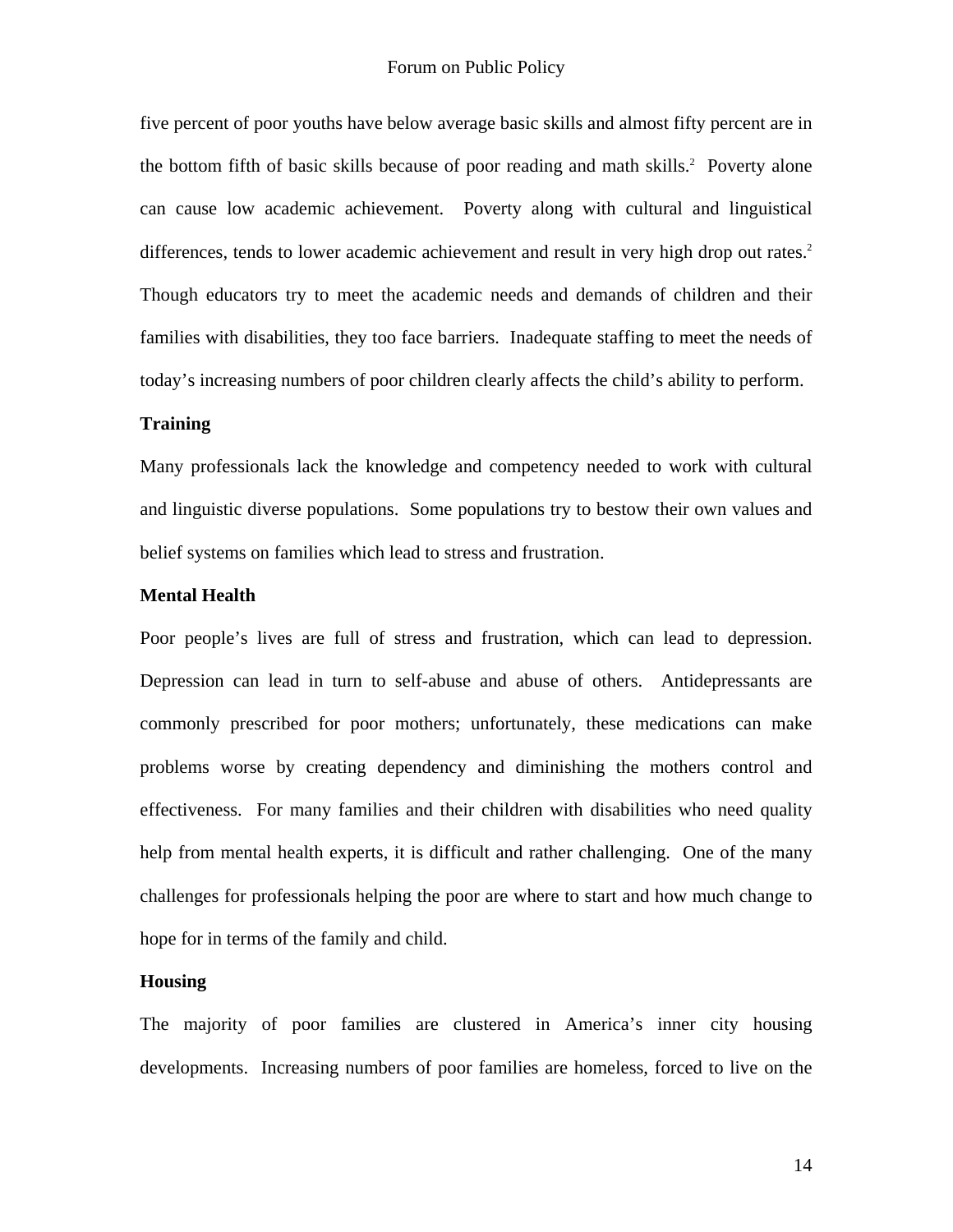five percent of poor youths have below average basic skills and almost fifty percent are in the bottom fifth of basic skills because of poor reading and math skills.[2] Poverty alone can cause low academic achievement. Poverty along with cultural and linguistical differences, tends to lower academic achievement and result in very high drop out rates.[2] Though educators try to meet the academic needs and demands of children and their families with disabilities, they too face barriers. Inadequate staffing to meet the needs of today's increasing numbers of poor children clearly affects the child's ability to perform.

**Training**

Many professionals lack the knowledge and competency needed to work with cultural and linguistic diverse populations. Some populations try to bestow their own values and belief systems on families which lead to stress and frustration.

**Mental Health**

Poor people's lives are full of stress and frustration, which can lead to depression. Depression can lead in turn to self-abuse and abuse of others. Antidepressants are commonly prescribed for poor mothers; unfortunately, these medications can make problems worse by creating dependency and diminishing the mothers control and effectiveness. For many families and their children with disabilities who need quality help from mental health experts, it is difficult and rather challenging. One of the many challenges for professionals helping the poor are where to start and how much change to hope for in terms of the family and child.

**Housing**

The majority of poor families are clustered in America's inner city housing developments. Increasing numbers of poor families are homeless, forced to live on the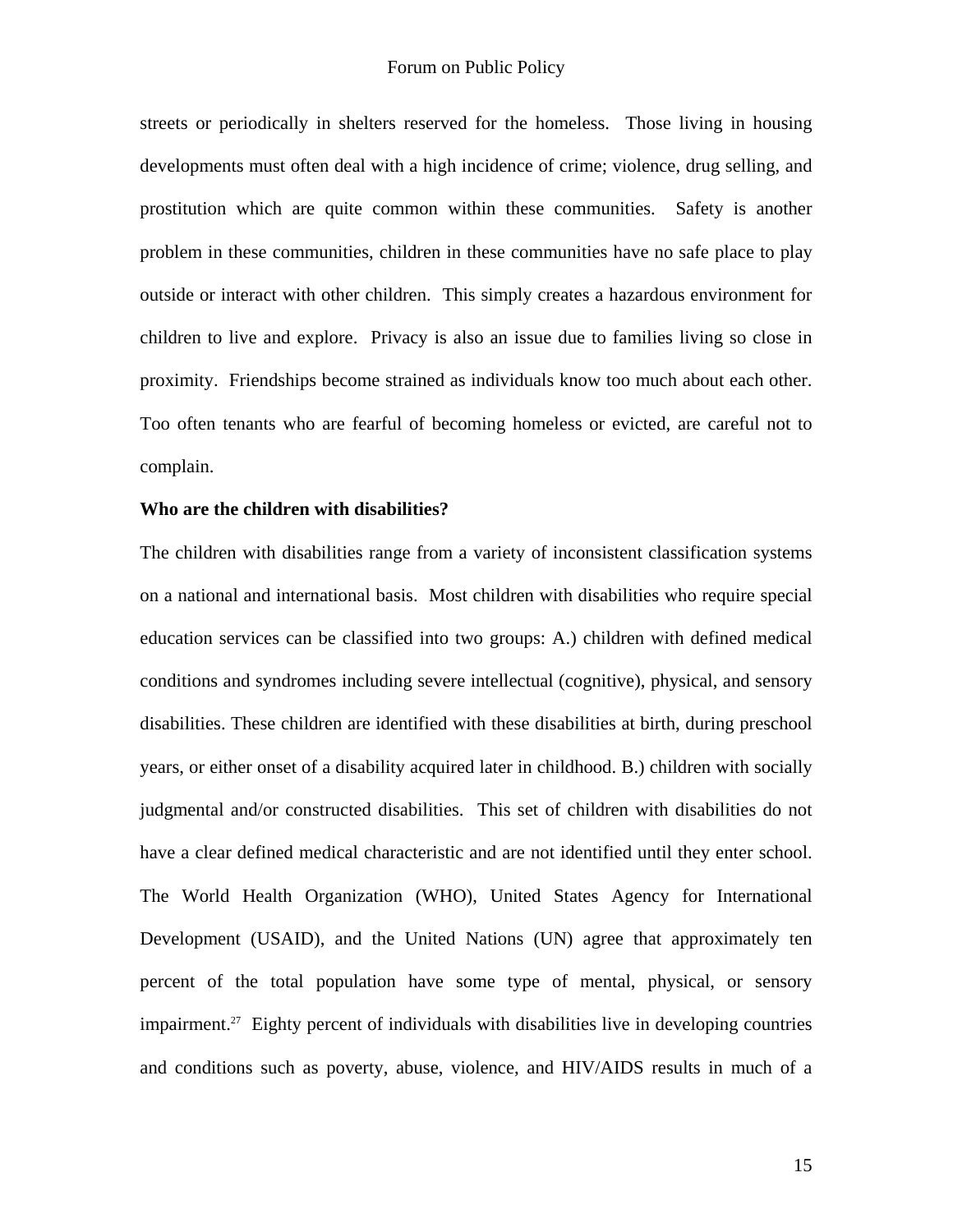streets or periodically in shelters reserved for the homeless. Those living in housing developments must often deal with a high incidence of crime; violence, drug selling, and prostitution which are quite common within these communities. Safety is another problem in these communities, children in these communities have no safe place to play outside or interact with other children. This simply creates a hazardous environment for children to live and explore. Privacy is also an issue due to families living so close in proximity. Friendships become strained as individuals know too much about each other. Too often tenants who are fearful of becoming homeless or evicted, are careful not to complain.

**Who are the children with disabilities?**

The children with disabilities range from a variety of inconsistent classification systems on a national and international basis. Most children with disabilities who require special education services can be classified into two groups: A.) children with defined medical conditions and syndromes including severe intellectual (cognitive), physical, and sensory disabilities. These children are identified with these disabilities at birth, during preschool years, or either onset of a disability acquired later in childhood. B.) children with socially judgmental and/or constructed disabilities. This set of children with disabilities do not have a clear defined medical characteristic and are not identified until they enter school. The World Health Organization (WHO), United States Agency for International Development (USAID), and the United Nations (UN) agree that approximately ten percent of the total population have some type of mental, physical, or sensory impairment.[27] Eighty percent of individuals with disabilities live in developing countries and conditions such as poverty, abuse, violence, and HIV/AIDS results in much of a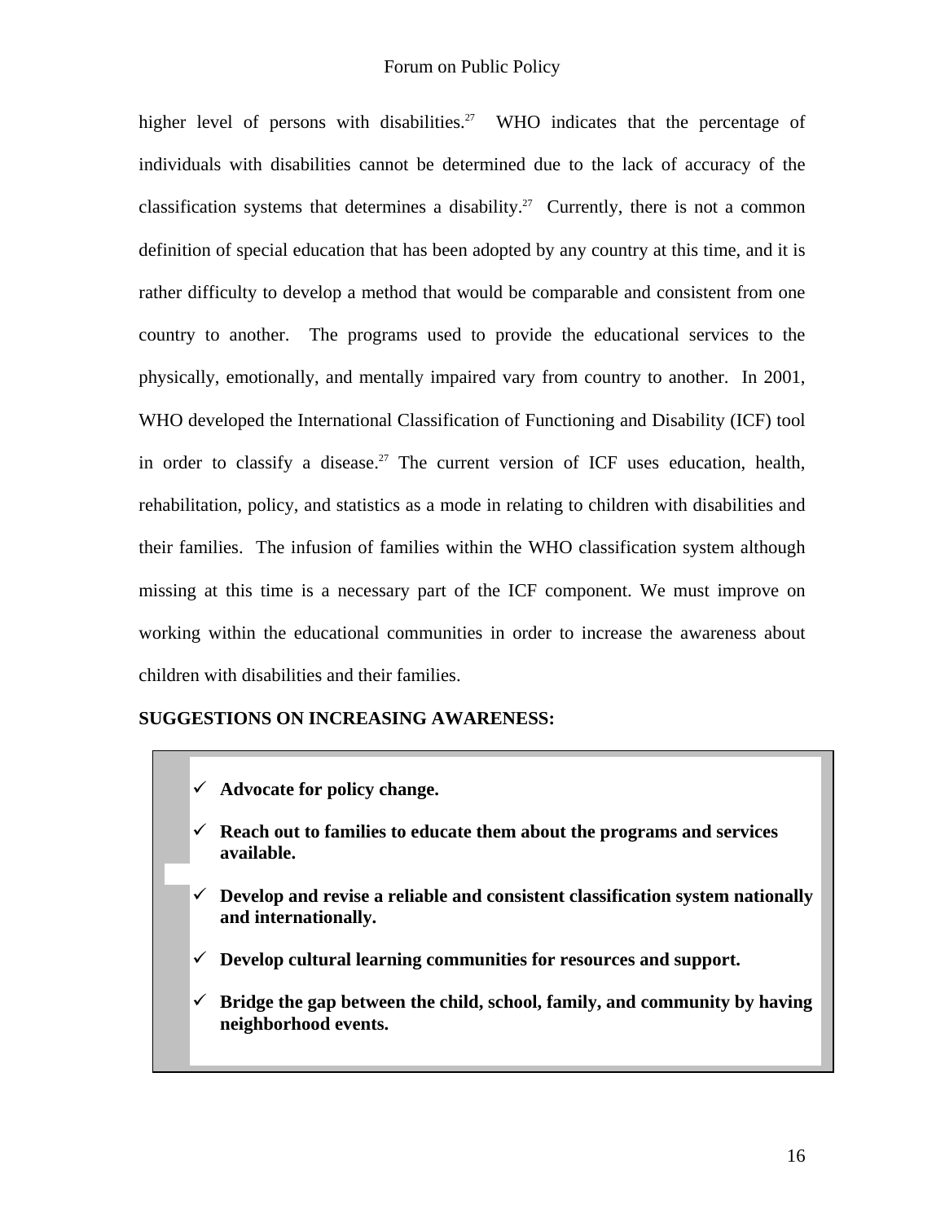higher level of persons with disabilities.[27] WHO indicates that the percentage of individuals with disabilities cannot be determined due to the lack of accuracy of the classification systems that determines a disability.[27] Currently, there is not a common definition of special education that has been adopted by any country at this time, and it is rather difficulty to develop a method that would be comparable and consistent from one country to another. The programs used to provide the educational services to the physically, emotionally, and mentally impaired vary from country to another. In 2001, WHO developed the International Classification of Functioning and Disability (ICF) tool in order to classify a disease.[27] The current version of ICF uses education, health, rehabilitation, policy, and statistics as a mode in relating to children with disabilities and their families. The infusion of families within the WHO classification system although missing at this time is a necessary part of the ICF component. We must improve on working within the educational communities in order to increase the awareness about children with disabilities and their families.

**SUGGESTIONS ON INCREASING AWARENESS:**

- ✓ **Advocate for policy change.**
- ✓ **Reach out to families to educate them about the programs and services available.**
- ✓ **Develop and revise a reliable and consistent classification system nationally and internationally.**
- ✓ **Develop cultural learning communities for resources and support.**
- ✓ **Bridge the gap between the child, school, family, and community by having neighborhood events.**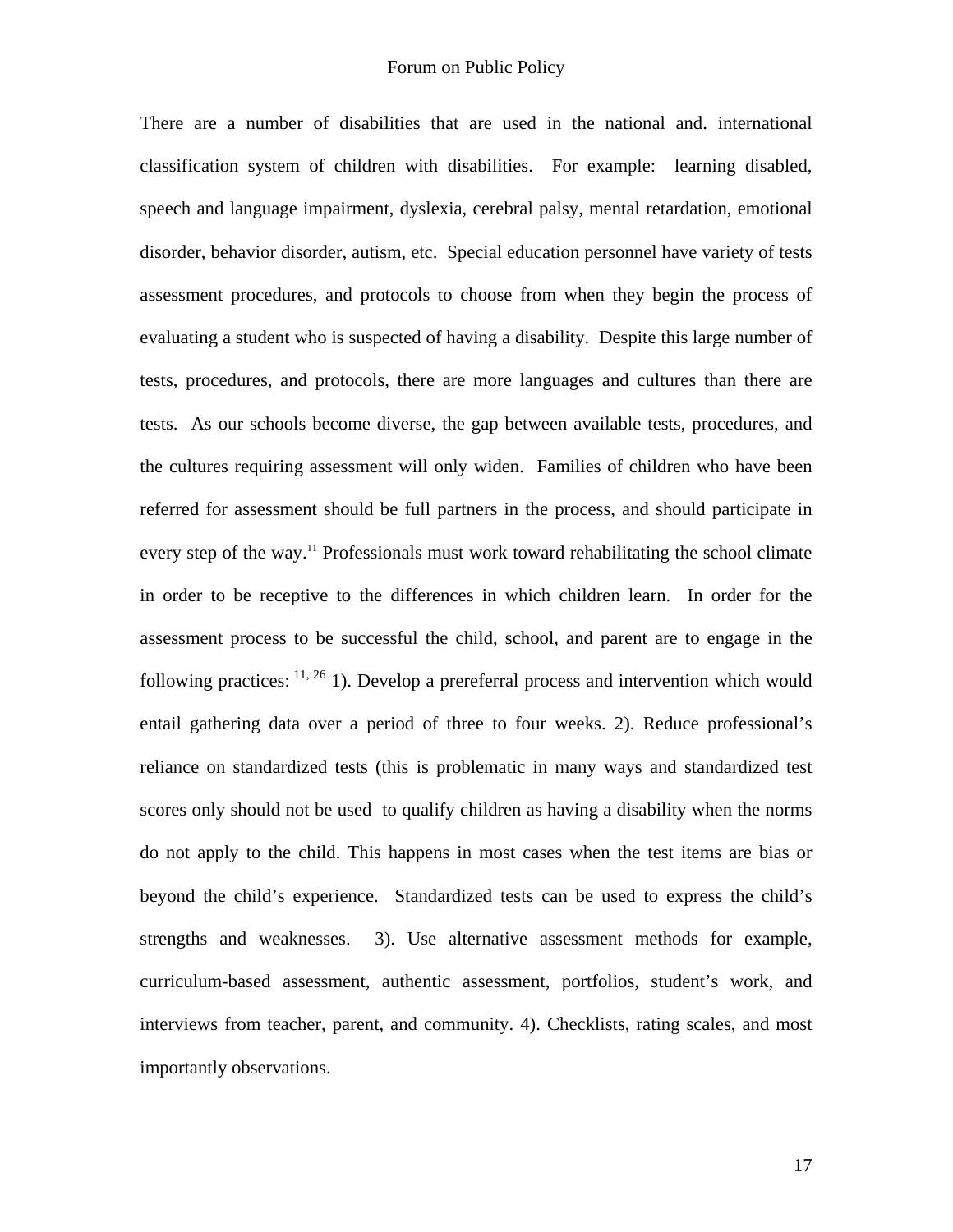There are a number of disabilities that are used in the national and. international classification system of children with disabilities. For example: learning disabled, speech and language impairment, dyslexia, cerebral palsy, mental retardation, emotional disorder, behavior disorder, autism, etc. Special education personnel have variety of tests assessment procedures, and protocols to choose from when they begin the process of evaluating a student who is suspected of having a disability. Despite this large number of tests, procedures, and protocols, there are more languages and cultures than there are tests. As our schools become diverse, the gap between available tests, procedures, and the cultures requiring assessment will only widen. Families of children who have been referred for assessment should be full partners in the process, and should participate in every step of the way.[11] Professionals must work toward rehabilitating the school climate in order to be receptive to the differences in which children learn. In order for the assessment process to be successful the child, school, and parent are to engage in the following practices: [11, 26] 1). Develop a prereferral process and intervention which would entail gathering data over a period of three to four weeks. 2). Reduce professional's reliance on standardized tests (this is problematic in many ways and standardized test scores only should not be used to qualify children as having a disability when the norms do not apply to the child. This happens in most cases when the test items are bias or beyond the child's experience. Standardized tests can be used to express the child's strengths and weaknesses. 3). Use alternative assessment methods for example, curriculum-based assessment, authentic assessment, portfolios, student's work, and interviews from teacher, parent, and community. 4). Checklists, rating scales, and most importantly observations.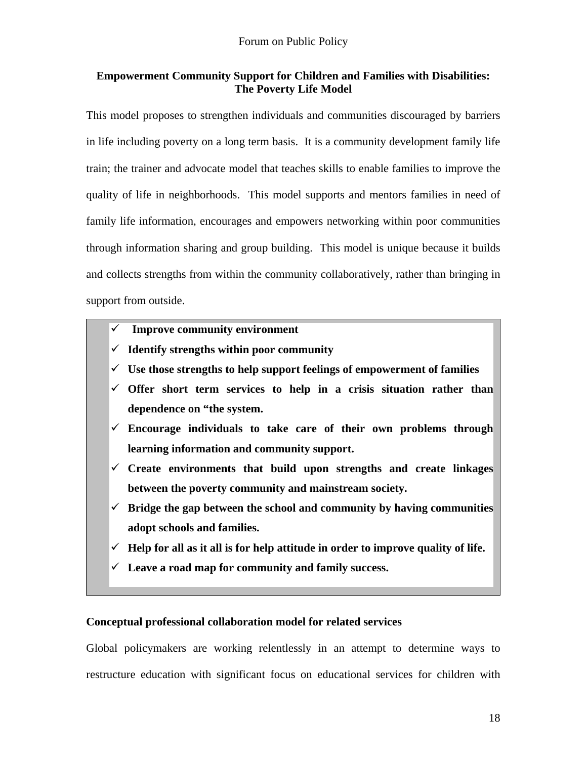### Empowerment Community Support for Children and Families with Disabilities: The Poverty Life Model

This model proposes to strengthen individuals and communities discouraged by barriers in life including poverty on a long term basis. It is a community development family life train; the trainer and advocate model that teaches skills to enable families to improve the quality of life in neighborhoods. This model supports and mentors families in need of family life information, encourages and empowers networking within poor communities through information sharing and group building. This model is unique because it builds and collects strengths from within the community collaboratively, rather than bringing in support from outside.

- ✓ **Improve community environment**
- ✓ **Identify strengths within poor community**
- ✓ **Use those strengths to help support feelings of empowerment of families**
- ✓ **Offer short term services to help in a crisis situation rather than dependence on "the system.**
- ✓ **Encourage individuals to take care of their own problems through learning information and community support.**
- ✓ **Create environments that build upon strengths and create linkages between the poverty community and mainstream society.**
- ✓ **Bridge the gap between the school and community by having communities adopt schools and families.**
- ✓ **Help for all as it all is for help attitude in order to improve quality of life.**
- ✓ **Leave a road map for community and family success.**

**Conceptual professional collaboration model for related services**

Global policymakers are working relentlessly in an attempt to determine ways to restructure education with significant focus on educational services for children with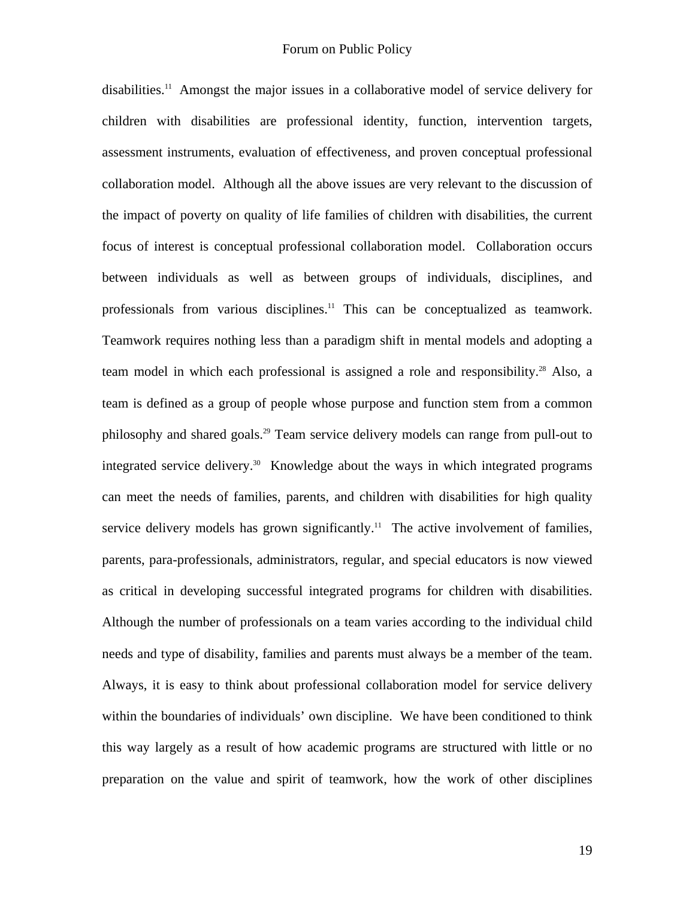disabilities.[11] Amongst the major issues in a collaborative model of service delivery for children with disabilities are professional identity, function, intervention targets, assessment instruments, evaluation of effectiveness, and proven conceptual professional collaboration model. Although all the above issues are very relevant to the discussion of the impact of poverty on quality of life families of children with disabilities, the current focus of interest is conceptual professional collaboration model. Collaboration occurs between individuals as well as between groups of individuals, disciplines, and professionals from various disciplines.[11] This can be conceptualized as teamwork. Teamwork requires nothing less than a paradigm shift in mental models and adopting a team model in which each professional is assigned a role and responsibility.[28] Also, a team is defined as a group of people whose purpose and function stem from a common philosophy and shared goals.[29] Team service delivery models can range from pull-out to integrated service delivery.[30] Knowledge about the ways in which integrated programs can meet the needs of families, parents, and children with disabilities for high quality service delivery models has grown significantly.[11] The active involvement of families, parents, para-professionals, administrators, regular, and special educators is now viewed as critical in developing successful integrated programs for children with disabilities. Although the number of professionals on a team varies according to the individual child needs and type of disability, families and parents must always be a member of the team. Always, it is easy to think about professional collaboration model for service delivery within the boundaries of individuals' own discipline. We have been conditioned to think this way largely as a result of how academic programs are structured with little or no preparation on the value and spirit of teamwork, how the work of other disciplines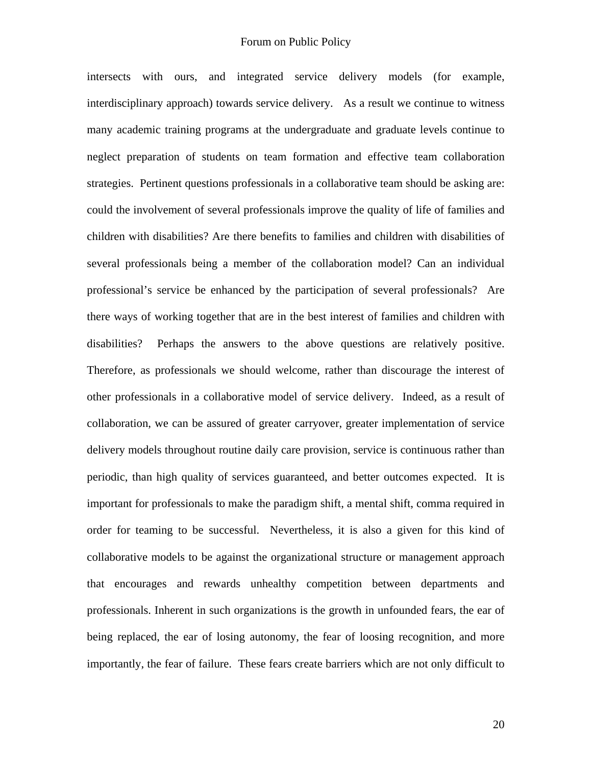intersects with ours, and integrated service delivery models (for example, interdisciplinary approach) towards service delivery. As a result we continue to witness many academic training programs at the undergraduate and graduate levels continue to neglect preparation of students on team formation and effective team collaboration strategies. Pertinent questions professionals in a collaborative team should be asking are: could the involvement of several professionals improve the quality of life of families and children with disabilities? Are there benefits to families and children with disabilities of several professionals being a member of the collaboration model? Can an individual professional's service be enhanced by the participation of several professionals? Are there ways of working together that are in the best interest of families and children with disabilities? Perhaps the answers to the above questions are relatively positive. Therefore, as professionals we should welcome, rather than discourage the interest of other professionals in a collaborative model of service delivery. Indeed, as a result of collaboration, we can be assured of greater carryover, greater implementation of service delivery models throughout routine daily care provision, service is continuous rather than periodic, than high quality of services guaranteed, and better outcomes expected. It is important for professionals to make the paradigm shift, a mental shift, comma required in order for teaming to be successful. Nevertheless, it is also a given for this kind of collaborative models to be against the organizational structure or management approach that encourages and rewards unhealthy competition between departments and professionals. Inherent in such organizations is the growth in unfounded fears, the ear of being replaced, the ear of losing autonomy, the fear of loosing recognition, and more importantly, the fear of failure. These fears create barriers which are not only difficult to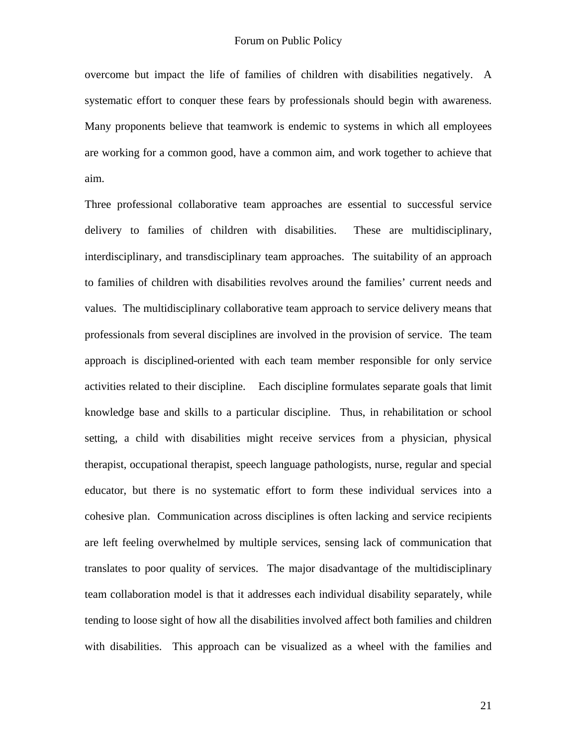overcome but impact the life of families of children with disabilities negatively. A systematic effort to conquer these fears by professionals should begin with awareness. Many proponents believe that teamwork is endemic to systems in which all employees are working for a common good, have a common aim, and work together to achieve that aim.

Three professional collaborative team approaches are essential to successful service delivery to families of children with disabilities. These are multidisciplinary, interdisciplinary, and transdisciplinary team approaches. The suitability of an approach to families of children with disabilities revolves around the families' current needs and values. The multidisciplinary collaborative team approach to service delivery means that professionals from several disciplines are involved in the provision of service. The team approach is disciplined-oriented with each team member responsible for only service activities related to their discipline. Each discipline formulates separate goals that limit knowledge base and skills to a particular discipline. Thus, in rehabilitation or school setting, a child with disabilities might receive services from a physician, physical therapist, occupational therapist, speech language pathologists, nurse, regular and special educator, but there is no systematic effort to form these individual services into a cohesive plan. Communication across disciplines is often lacking and service recipients are left feeling overwhelmed by multiple services, sensing lack of communication that translates to poor quality of services. The major disadvantage of the multidisciplinary team collaboration model is that it addresses each individual disability separately, while tending to loose sight of how all the disabilities involved affect both families and children with disabilities. This approach can be visualized as a wheel with the families and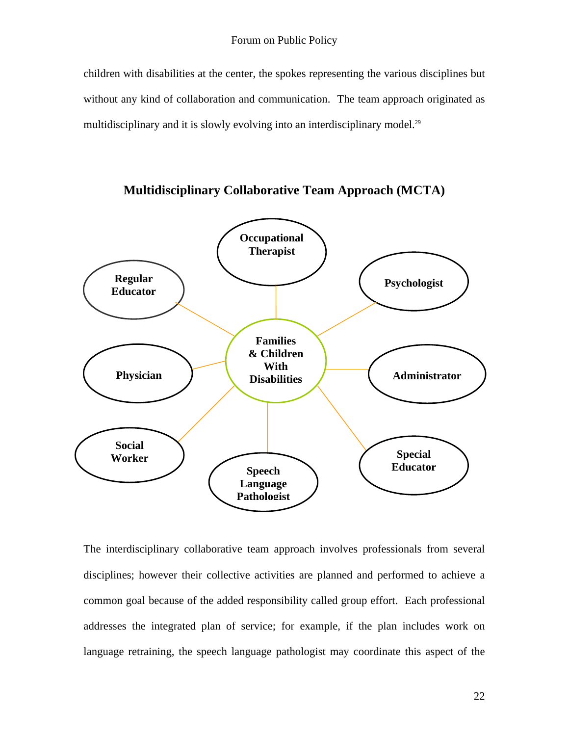children with disabilities at the center, the spokes representing the various disciplines but without any kind of collaboration and communication. The team approach originated as multidisciplinary and it is slowly evolving into an interdisciplinary model.[29]

**Multidisciplinary Collaborative Team Approach (MCTA)**

- **Families & Children With Disabilities** (center)
  - **Occupational Therapist**
  - **Psychologist**
  - **Administrator**
  - **Special Educator**
  - **Speech Language Pathologist**
  - **Social Worker**
  - **Physician**
  - **Regular Educator**

The interdisciplinary collaborative team approach involves professionals from several disciplines; however their collective activities are planned and performed to achieve a common goal because of the added responsibility called group effort. Each professional addresses the integrated plan of service; for example, if the plan includes work on language retraining, the speech language pathologist may coordinate this aspect of the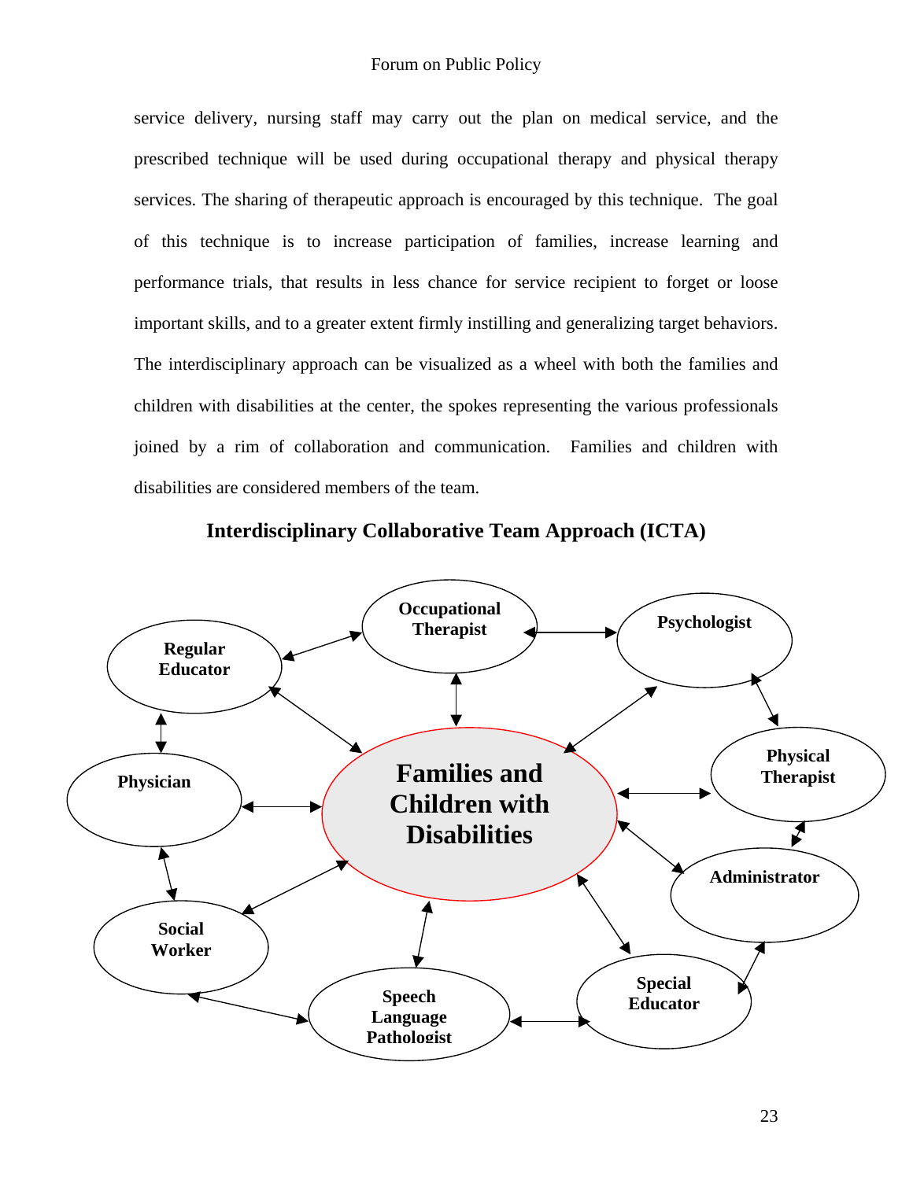service delivery, nursing staff may carry out the plan on medical service, and the prescribed technique will be used during occupational therapy and physical therapy services. The sharing of therapeutic approach is encouraged by this technique. The goal of this technique is to increase participation of families, increase learning and performance trials, that results in less chance for service recipient to forget or loose important skills, and to a greater extent firmly instilling and generalizing target behaviors. The interdisciplinary approach can be visualized as a wheel with both the families and children with disabilities at the center, the spokes representing the various professionals joined by a rim of collaboration and communication. Families and children with disabilities are considered members of the team.

**Interdisciplinary Collaborative Team Approach (ICTA)**

Occupational Therapist

Psychologist

Regular Educator

Physical Therapist

Physician

Families and Children with Disabilities

Administrator

Social Worker

Special Educator

Speech Language Pathologist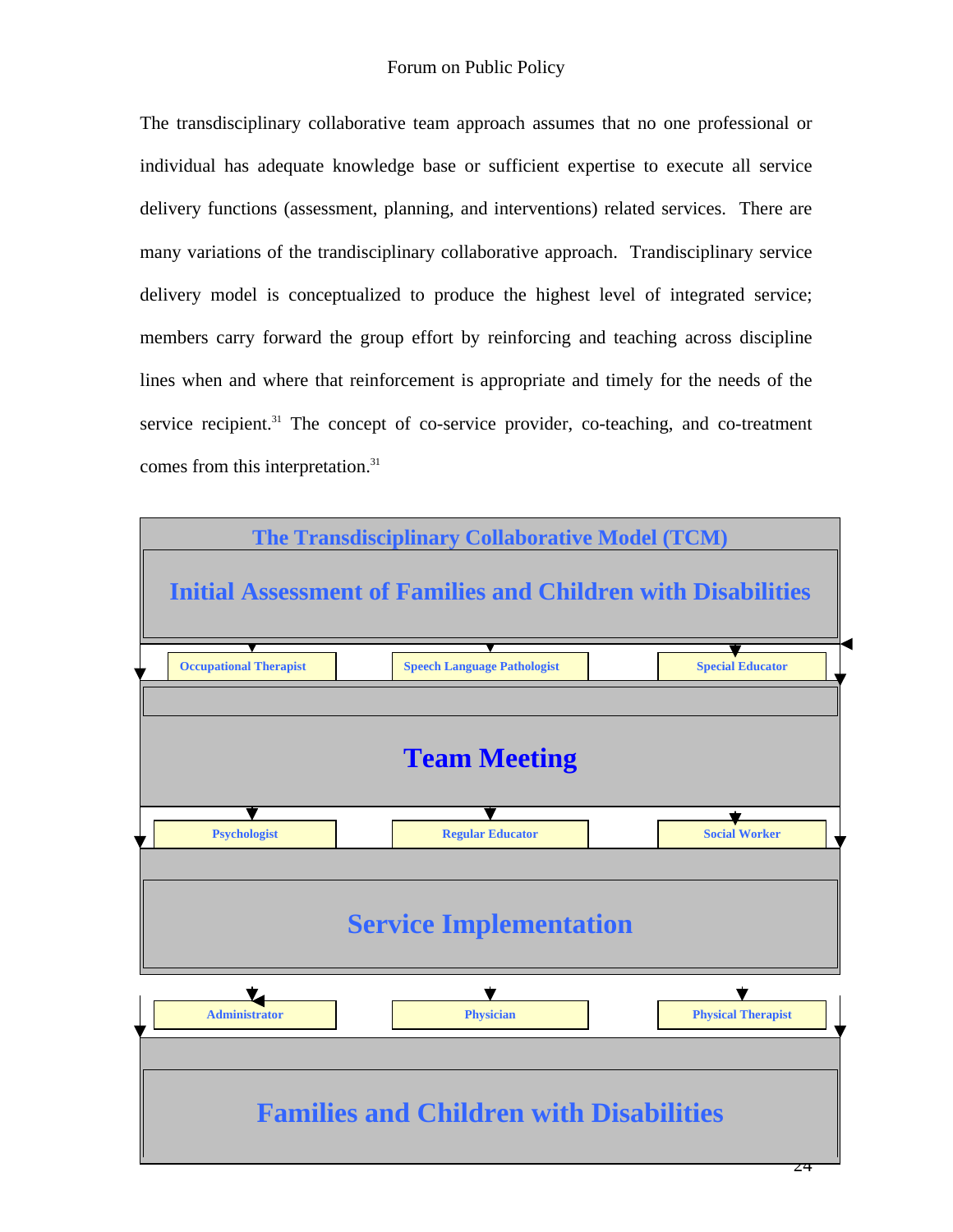The transdisciplinary collaborative team approach assumes that no one professional or individual has adequate knowledge base or sufficient expertise to execute all service delivery functions (assessment, planning, and interventions) related services. There are many variations of the trandisciplinary collaborative approach. Trandisciplinary service delivery model is conceptualized to produce the highest level of integrated service; members carry forward the group effort by reinforcing and teaching across discipline lines when and where that reinforcement is appropriate and timely for the needs of the service recipient.[31] The concept of co-service provider, co-teaching, and co-treatment comes from this interpretation.[31]

**The Transdisciplinary Collaborative Model (TCM)**

**Initial Assessment of Families and Children with Disabilities**

Occupational Therapist | Speech Language Pathologist | Special Educator

**Team Meeting**

Psychologist | Regular Educator | Social Worker

**Service Implementation**

Administrator | Physician | Physical Therapist

**Families and Children with Disabilities**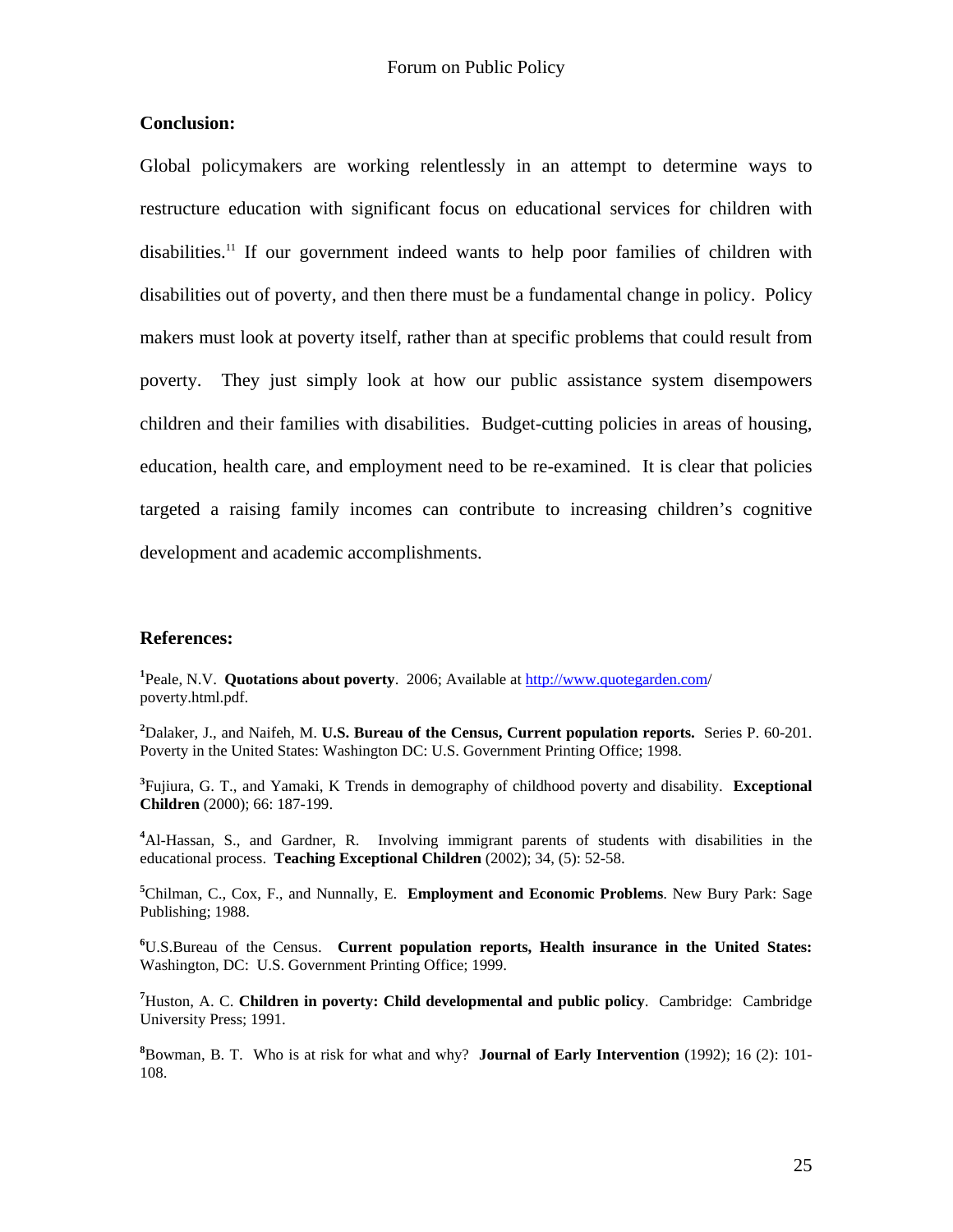## Conclusion:

Global policymakers are working relentlessly in an attempt to determine ways to restructure education with significant focus on educational services for children with disabilities.[11] If our government indeed wants to help poor families of children with disabilities out of poverty, and then there must be a fundamental change in policy. Policy makers must look at poverty itself, rather than at specific problems that could result from poverty. They just simply look at how our public assistance system disempowers children and their families with disabilities. Budget-cutting policies in areas of housing, education, health care, and employment need to be re-examined. It is clear that policies targeted a raising family incomes can contribute to increasing children's cognitive development and academic accomplishments.

## References:

[1]Peale, N.V. **Quotations about poverty**. 2006; Available at http://www.quotegarden.com/ poverty.html.pdf.

[2]Dalaker, J., and Naifeh, M. **U.S. Bureau of the Census, Current population reports.** Series P. 60-201. Poverty in the United States: Washington DC: U.S. Government Printing Office; 1998.

[3]Fujiura, G. T., and Yamaki, K Trends in demography of childhood poverty and disability. **Exceptional Children** (2000); 66: 187-199.

[4]Al-Hassan, S., and Gardner, R. Involving immigrant parents of students with disabilities in the educational process. **Teaching Exceptional Children** (2002); 34, (5): 52-58.

[5]Chilman, C., Cox, F., and Nunnally, E. **Employment and Economic Problems**. New Bury Park: Sage Publishing; 1988.

[6]U.S.Bureau of the Census. **Current population reports, Health insurance in the United States:** Washington, DC: U.S. Government Printing Office; 1999.

[7]Huston, A. C. **Children in poverty: Child developmental and public policy**. Cambridge: Cambridge University Press; 1991.

[8]Bowman, B. T. Who is at risk for what and why? **Journal of Early Intervention** (1992); 16 (2): 101-108.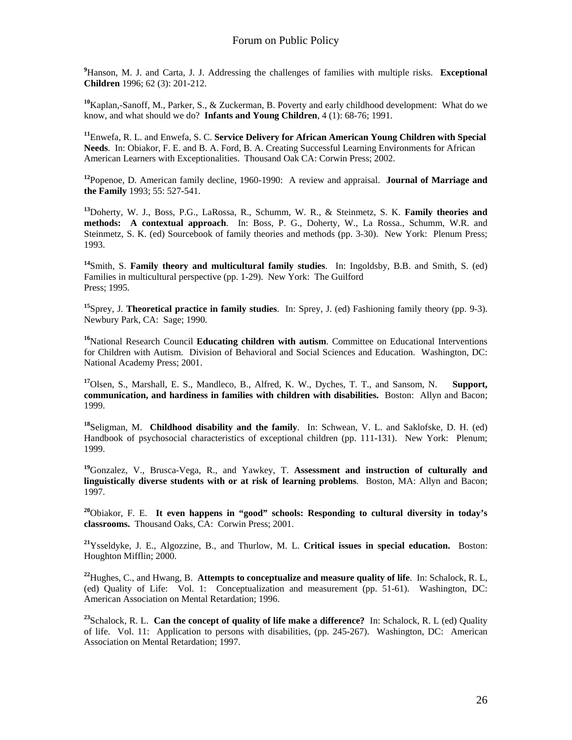[9]Hanson, M. J. and Carta, J. J. Addressing the challenges of families with multiple risks. **Exceptional Children** 1996; 62 (3): 201-212.

[10]Kaplan,-Sanoff, M., Parker, S., & Zuckerman, B. Poverty and early childhood development: What do we know, and what should we do? **Infants and Young Children**, 4 (1): 68-76; 1991.

[11]Enwefa, R. L. and Enwefa, S. C. **Service Delivery for African American Young Children with Special Needs**. In: Obiakor, F. E. and B. A. Ford, B. A. Creating Successful Learning Environments for African American Learners with Exceptionalities. Thousand Oak CA: Corwin Press; 2002.

[12]Popenoe, D. American family decline, 1960-1990: A review and appraisal. **Journal of Marriage and the Family** 1993; 55: 527-541.

[13]Doherty, W. J., Boss, P.G., LaRossa, R., Schumm, W. R., & Steinmetz, S. K. **Family theories and methods: A contextual approach**. In: Boss, P. G., Doherty, W., La Rossa., Schumm, W.R. and Steinmetz, S. K. (ed) Sourcebook of family theories and methods (pp. 3-30). New York: Plenum Press; 1993.

[14]Smith, S. **Family theory and multicultural family studies**. In: Ingoldsby, B.B. and Smith, S. (ed) Families in multicultural perspective (pp. 1-29). New York: The Guilford Press; 1995.

[15]Sprey, J. **Theoretical practice in family studies**. In: Sprey, J. (ed) Fashioning family theory (pp. 9-3). Newbury Park, CA: Sage; 1990.

[16]National Research Council **Educating children with autism**. Committee on Educational Interventions for Children with Autism. Division of Behavioral and Social Sciences and Education. Washington, DC: National Academy Press; 2001.

[17]Olsen, S., Marshall, E. S., Mandleco, B., Alfred, K. W., Dyches, T. T., and Sansom, N. **Support, communication, and hardiness in families with children with disabilities.** Boston: Allyn and Bacon; 1999.

[18]Seligman, M. **Childhood disability and the family**. In: Schwean, V. L. and Saklofske, D. H. (ed) Handbook of psychosocial characteristics of exceptional children (pp. 111-131). New York: Plenum; 1999.

[19]Gonzalez, V., Brusca-Vega, R., and Yawkey, T. **Assessment and instruction of culturally and linguistically diverse students with or at risk of learning problems**. Boston, MA: Allyn and Bacon; 1997.

[20]Obiakor, F. E. **It even happens in "good" schools: Responding to cultural diversity in today's classrooms.** Thousand Oaks, CA: Corwin Press; 2001.

[21]Ysseldyke, J. E., Algozzine, B., and Thurlow, M. L. **Critical issues in special education.** Boston: Houghton Mifflin; 2000.

[22]Hughes, C., and Hwang, B. **Attempts to conceptualize and measure quality of life**. In: Schalock, R. L, (ed) Quality of Life: Vol. 1: Conceptualization and measurement (pp. 51-61). Washington, DC: American Association on Mental Retardation; 1996.

[23]Schalock, R. L. **Can the concept of quality of life make a difference?** In: Schalock, R. L (ed) Quality of life. Vol. 11: Application to persons with disabilities, (pp. 245-267). Washington, DC: American Association on Mental Retardation; 1997.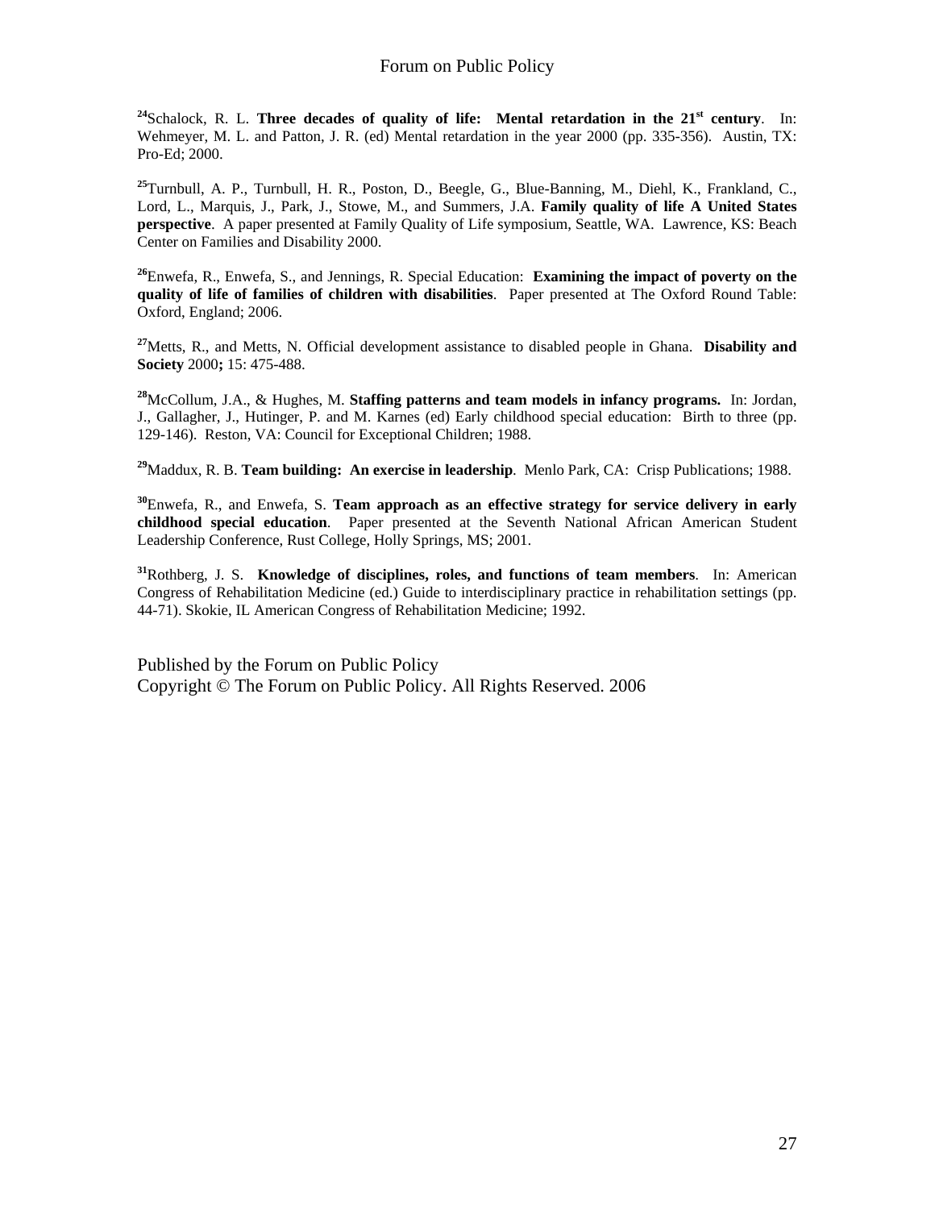[24]Schalock, R. L. **Three decades of quality of life: Mental retardation in the 21st century**. In: Wehmeyer, M. L. and Patton, J. R. (ed) Mental retardation in the year 2000 (pp. 335-356). Austin, TX: Pro-Ed; 2000.

[25]Turnbull, A. P., Turnbull, H. R., Poston, D., Beegle, G., Blue-Banning, M., Diehl, K., Frankland, C., Lord, L., Marquis, J., Park, J., Stowe, M., and Summers, J.A. **Family quality of life A United States perspective**. A paper presented at Family Quality of Life symposium, Seattle, WA. Lawrence, KS: Beach Center on Families and Disability 2000.

[26]Enwefa, R., Enwefa, S., and Jennings, R. Special Education: **Examining the impact of poverty on the quality of life of families of children with disabilities**. Paper presented at The Oxford Round Table: Oxford, England; 2006.

[27]Metts, R., and Metts, N. Official development assistance to disabled people in Ghana. **Disability and Society** 2000**;** 15: 475-488.

[28]McCollum, J.A., & Hughes, M. **Staffing patterns and team models in infancy programs.** In: Jordan, J., Gallagher, J., Hutinger, P. and M. Karnes (ed) Early childhood special education: Birth to three (pp. 129-146). Reston, VA: Council for Exceptional Children; 1988.

[29]Maddux, R. B. **Team building: An exercise in leadership**. Menlo Park, CA: Crisp Publications; 1988.

[30]Enwefa, R., and Enwefa, S. **Team approach as an effective strategy for service delivery in early childhood special education**. Paper presented at the Seventh National African American Student Leadership Conference, Rust College, Holly Springs, MS; 2001.

[31]Rothberg, J. S. **Knowledge of disciplines, roles, and functions of team members**. In: American Congress of Rehabilitation Medicine (ed.) Guide to interdisciplinary practice in rehabilitation settings (pp. 44-71). Skokie, IL American Congress of Rehabilitation Medicine; 1992.

Published by the Forum on Public Policy
Copyright © The Forum on Public Policy. All Rights Reserved. 2006